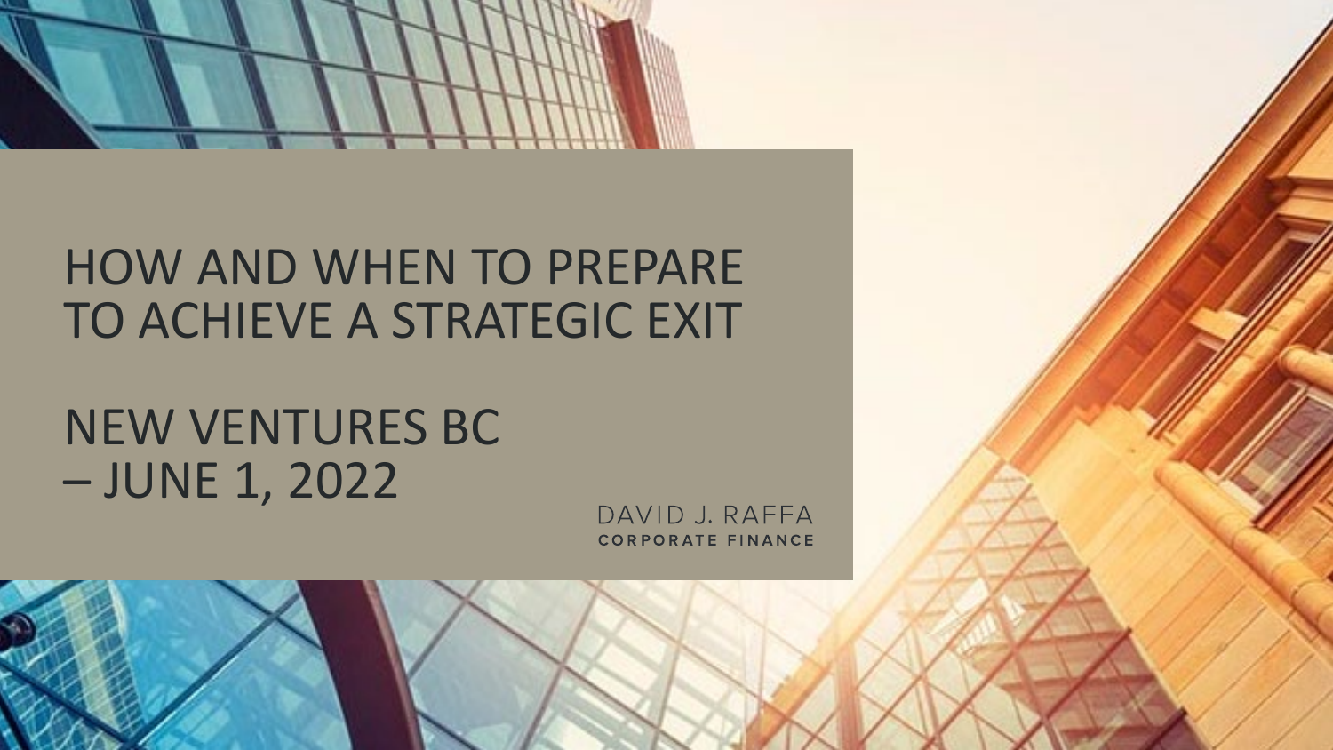# HOW AND WHEN TO PREPARE TO ACHIEVE A STRATEGIC EXIT

## NEW VENTURES BC – JUNE 1, 2022

DAVID J. RAFFA
CORPORATE FINANCE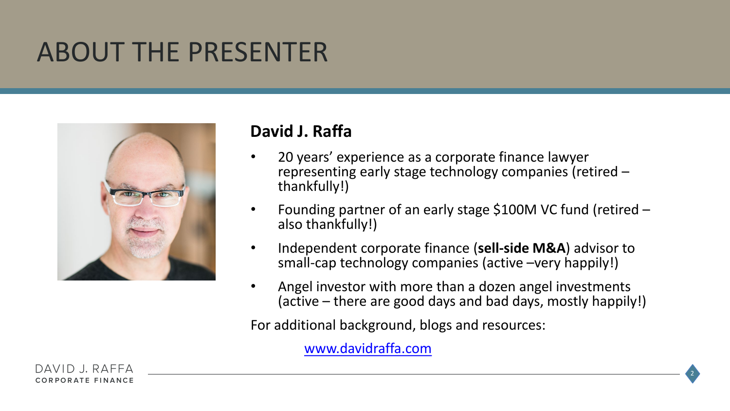# ABOUT THE PRESENTER

**David J. Raffa**

- 20 years' experience as a corporate finance lawyer representing early stage technology companies (retired – thankfully!)
- Founding partner of an early stage $100M VC fund (retired – also thankfully!)
- Independent corporate finance (**sell-side M&A**) advisor to small-cap technology companies (active –very happily!)
- Angel investor with more than a dozen angel investments (active – there are good days and bad days, mostly happily!)

For additional background, blogs and resources:

www.davidraffa.com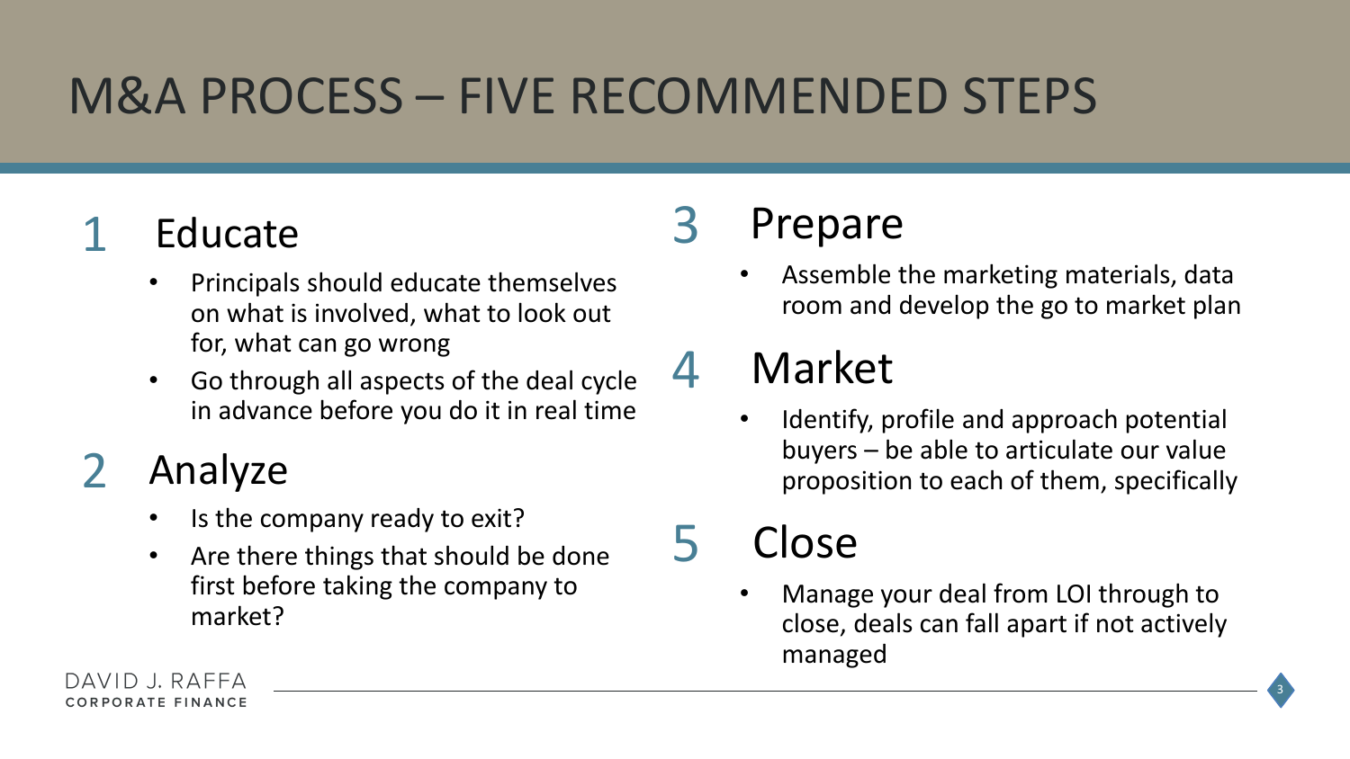# M&A PROCESS – FIVE RECOMMENDED STEPS

## 1 Educate

- Principals should educate themselves on what is involved, what to look out for, what can go wrong
- Go through all aspects of the deal cycle in advance before you do it in real time

## 2 Analyze

- Is the company ready to exit?
- Are there things that should be done first before taking the company to market?

## 3 Prepare

- Assemble the marketing materials, data room and develop the go to market plan

## 4 Market

- Identify, profile and approach potential buyers – be able to articulate our value proposition to each of them, specifically

## 5 Close

- Manage your deal from LOI through to close, deals can fall apart if not actively managed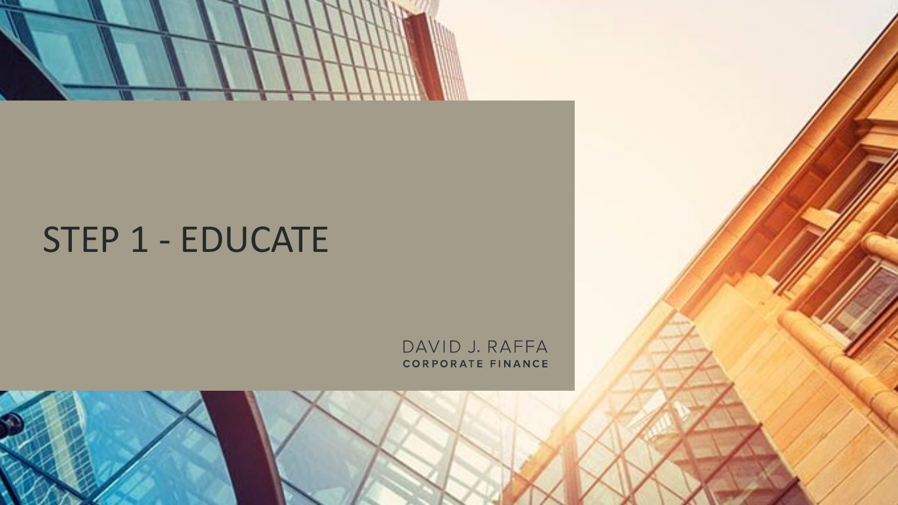# STEP 1 - EDUCATE

DAVID J. RAFFA
CORPORATE FINANCE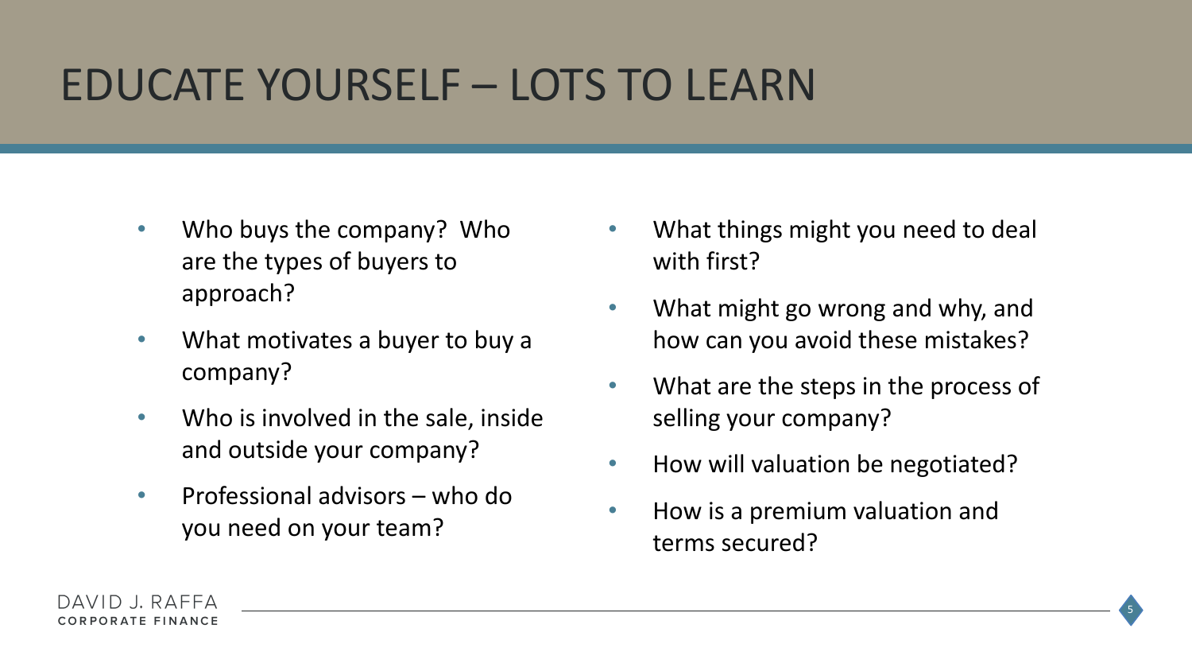# EDUCATE YOURSELF – LOTS TO LEARN

- Who buys the company? Who are the types of buyers to approach?
- What motivates a buyer to buy a company?
- Who is involved in the sale, inside and outside your company?
- Professional advisors – who do you need on your team?
- What things might you need to deal with first?
- What might go wrong and why, and how can you avoid these mistakes?
- What are the steps in the process of selling your company?
- How will valuation be negotiated?
- How is a premium valuation and terms secured?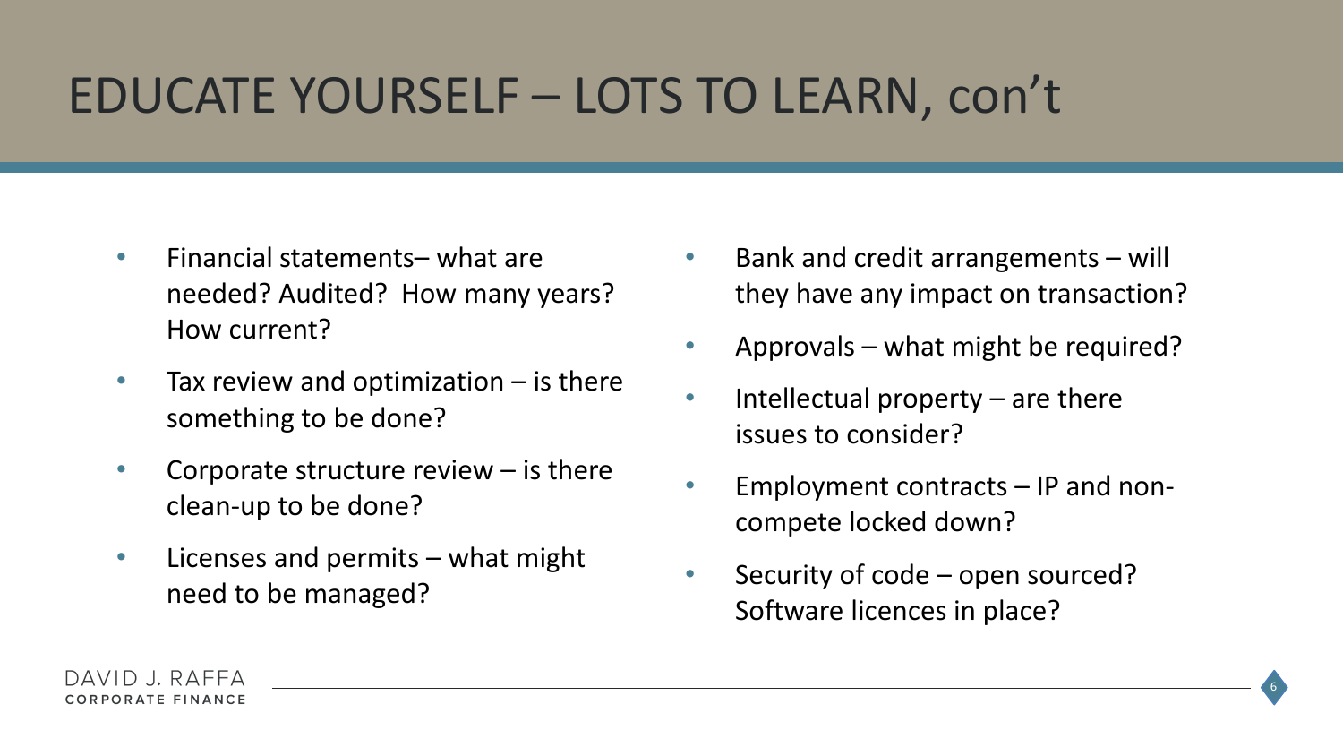# EDUCATE YOURSELF – LOTS TO LEARN, con't

- Financial statements– what are needed? Audited? How many years? How current?
- Tax review and optimization – is there something to be done?
- Corporate structure review – is there clean-up to be done?
- Licenses and permits – what might need to be managed?
- Bank and credit arrangements – will they have any impact on transaction?
- Approvals – what might be required?
- Intellectual property – are there issues to consider?
- Employment contracts – IP and non-compete locked down?
- Security of code – open sourced? Software licences in place?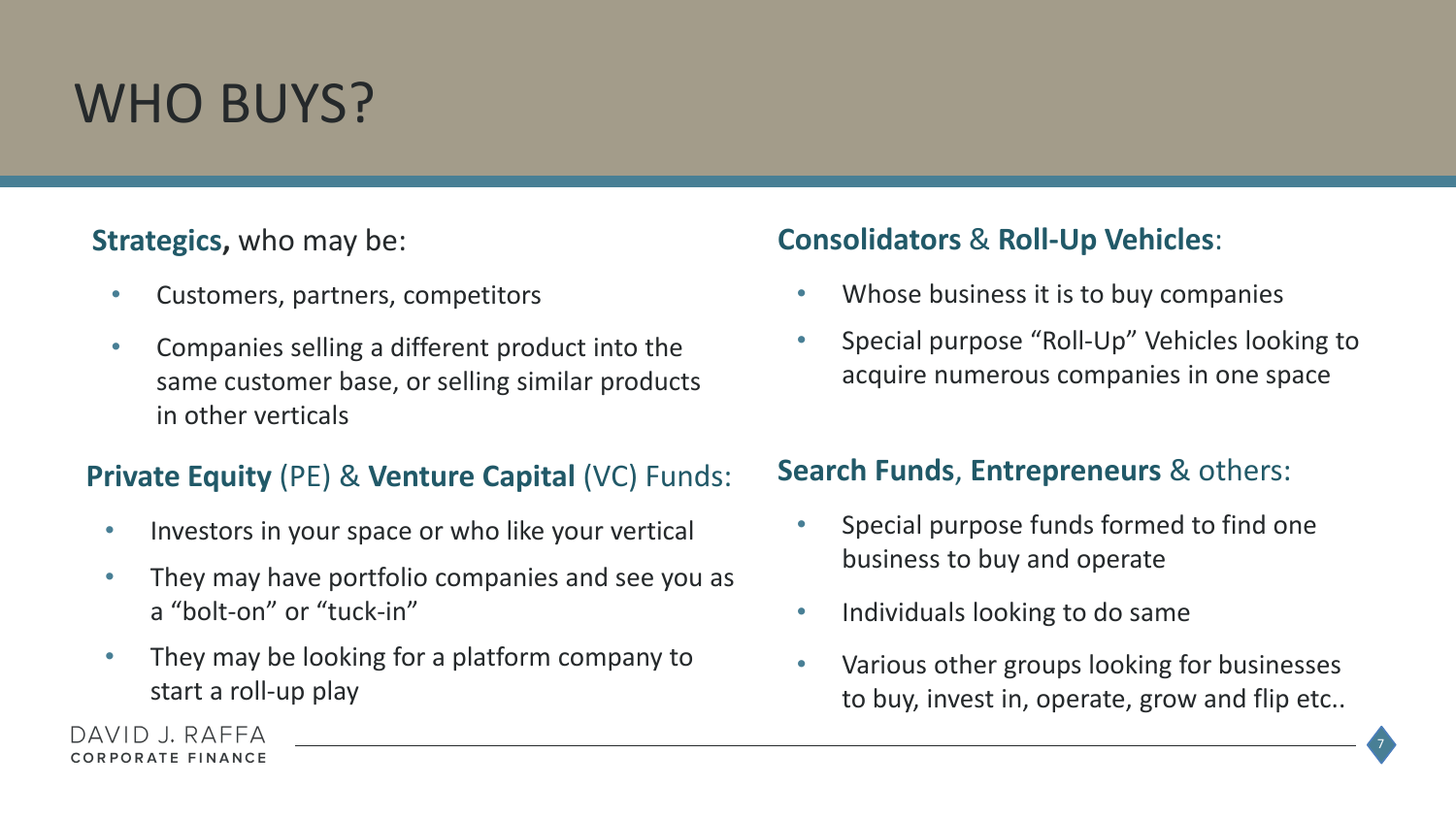# WHO BUYS?

**Strategics,** who may be:

- Customers, partners, competitors
- Companies selling a different product into the same customer base, or selling similar products in other verticals

**Private Equity** (PE) & **Venture Capital** (VC) Funds:

- Investors in your space or who like your vertical
- They may have portfolio companies and see you as a "bolt-on" or "tuck-in"
- They may be looking for a platform company to start a roll-up play

**Consolidators** & **Roll-Up Vehicles**:

- Whose business it is to buy companies
- Special purpose "Roll-Up" Vehicles looking to acquire numerous companies in one space

**Search Funds**, **Entrepreneurs** & others:

- Special purpose funds formed to find one business to buy and operate
- Individuals looking to do same
- Various other groups looking for businesses to buy, invest in, operate, grow and flip etc..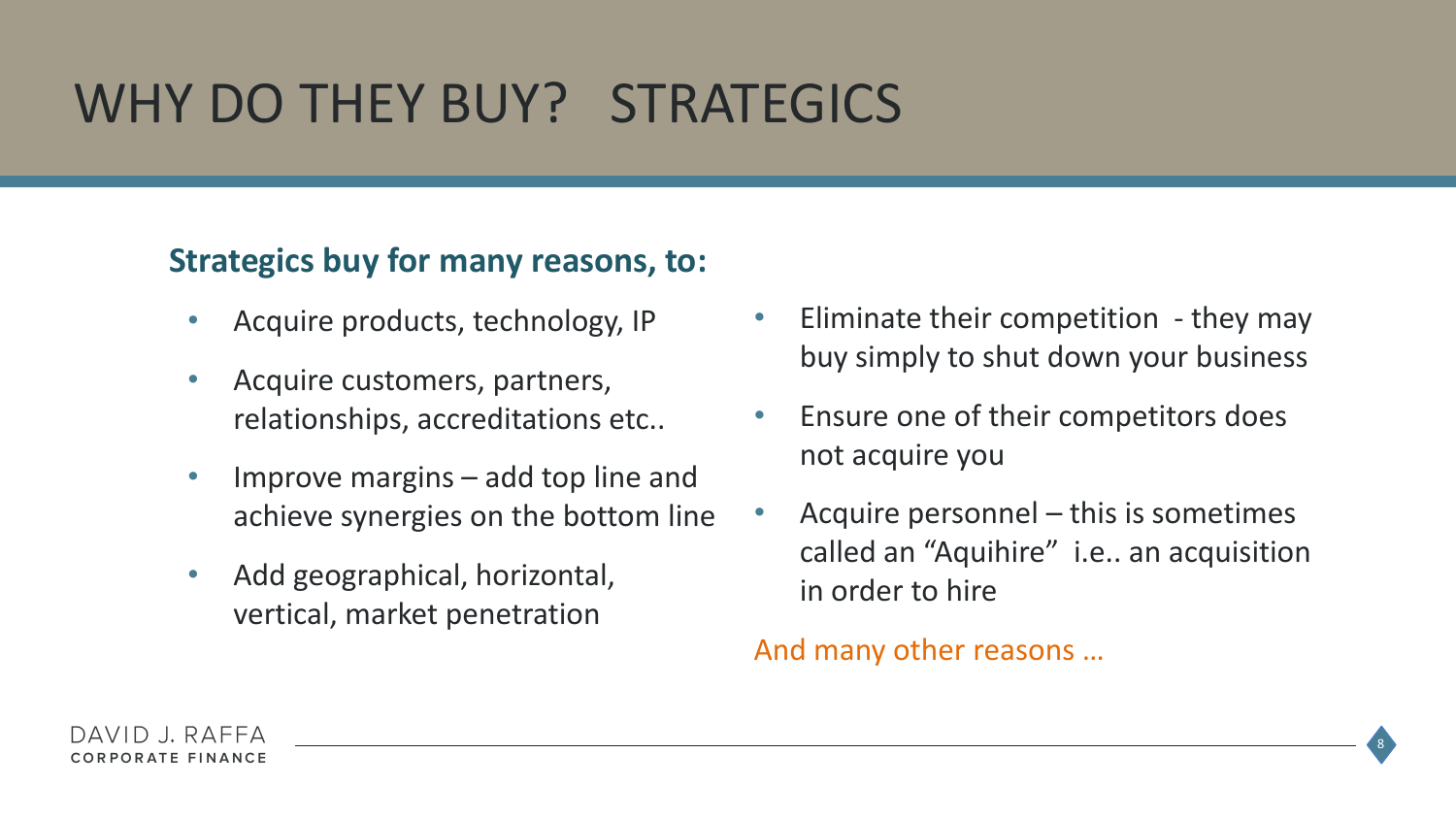# WHY DO THEY BUY? STRATEGICS

**Strategics buy for many reasons, to:**

- Acquire products, technology, IP
- Acquire customers, partners, relationships, accreditations etc..
- Improve margins – add top line and achieve synergies on the bottom line
- Add geographical, horizontal, vertical, market penetration
- Eliminate their competition - they may buy simply to shut down your business
- Ensure one of their competitors does not acquire you
- Acquire personnel – this is sometimes called an "Aquihire" i.e.. an acquisition in order to hire

And many other reasons …

DAVID J. RAFFA
CORPORATE FINANCE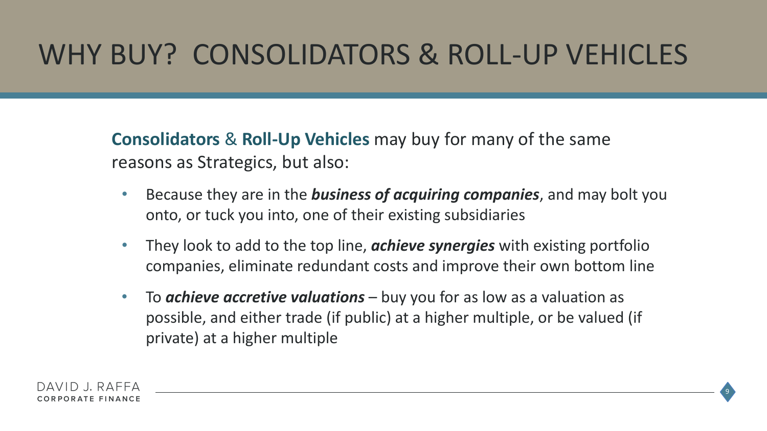# WHY BUY? CONSOLIDATORS & ROLL-UP VEHICLES

**Consolidators** & **Roll-Up Vehicles** may buy for many of the same reasons as Strategics, but also:

- Because they are in the ***business of acquiring companies***, and may bolt you onto, or tuck you into, one of their existing subsidiaries
- They look to add to the top line, ***achieve synergies*** with existing portfolio companies, eliminate redundant costs and improve their own bottom line
- To ***achieve accretive valuations*** – buy you for as low as a valuation as possible, and either trade (if public) at a higher multiple, or be valued (if private) at a higher multiple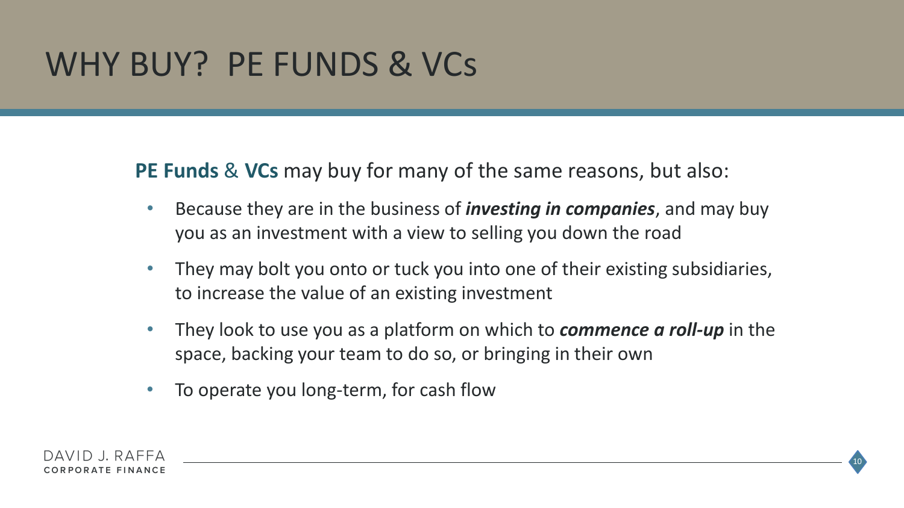# WHY BUY? PE FUNDS & VCs

**PE Funds** & **VCs** may buy for many of the same reasons, but also:

- Because they are in the business of ***investing in companies***, and may buy you as an investment with a view to selling you down the road
- They may bolt you onto or tuck you into one of their existing subsidiaries, to increase the value of an existing investment
- They look to use you as a platform on which to ***commence a roll-up*** in the space, backing your team to do so, or bringing in their own
- To operate you long-term, for cash flow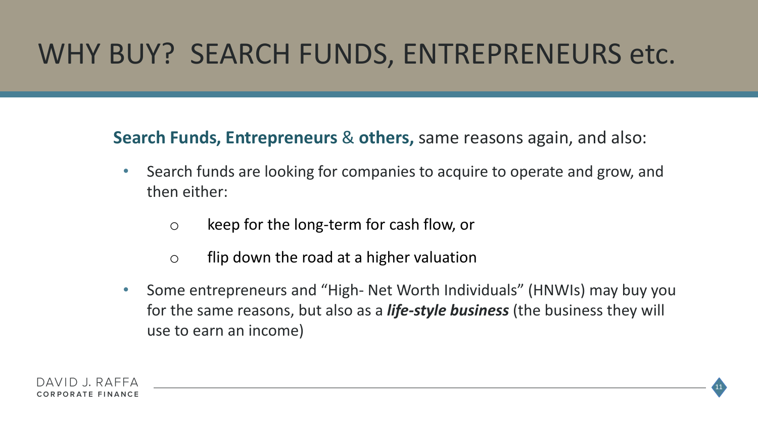# WHY BUY? SEARCH FUNDS, ENTREPRENEURS etc.

**Search Funds, Entrepreneurs** & **others,** same reasons again, and also:

- Search funds are looking for companies to acquire to operate and grow, and then either:
  - keep for the long-term for cash flow, or
  - flip down the road at a higher valuation
- Some entrepreneurs and "High- Net Worth Individuals" (HNWIs) may buy you for the same reasons, but also as a ***life-style business*** (the business they will use to earn an income)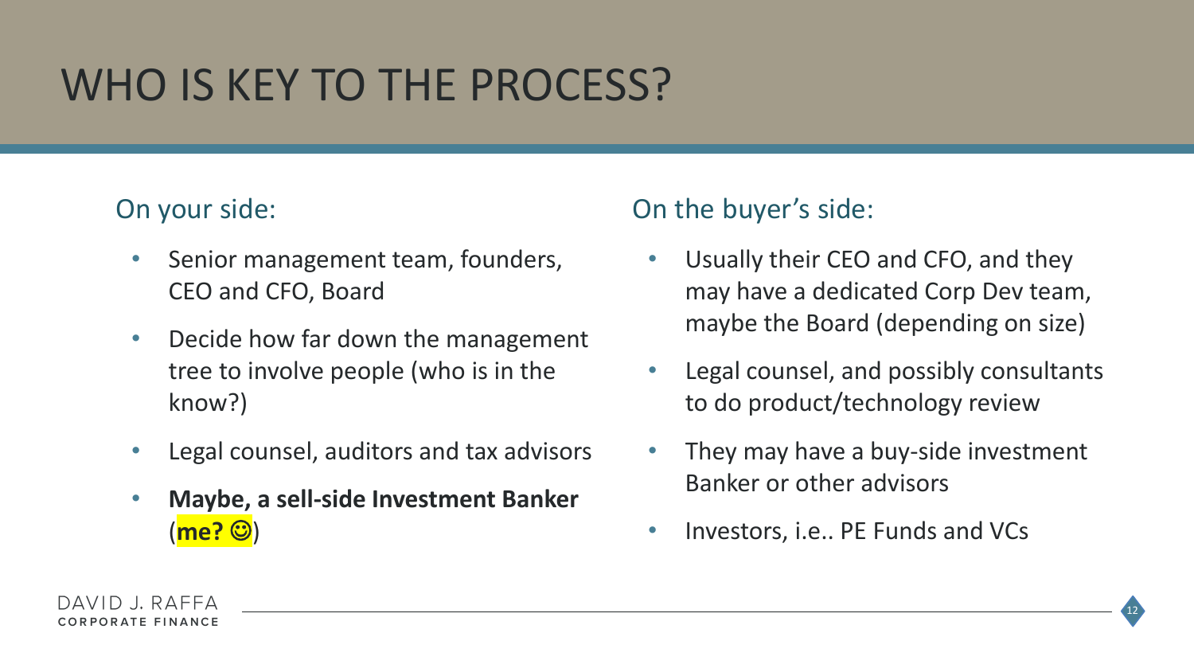# WHO IS KEY TO THE PROCESS?

## On your side:

- Senior management team, founders, CEO and CFO, Board
- Decide how far down the management tree to involve people (who is in the know?)
- Legal counsel, auditors and tax advisors
- **Maybe, a sell-side Investment Banker** (**me? ☺**)

## On the buyer's side:

- Usually their CEO and CFO, and they may have a dedicated Corp Dev team, maybe the Board (depending on size)
- Legal counsel, and possibly consultants to do product/technology review
- They may have a buy-side investment Banker or other advisors
- Investors, i.e.. PE Funds and VCs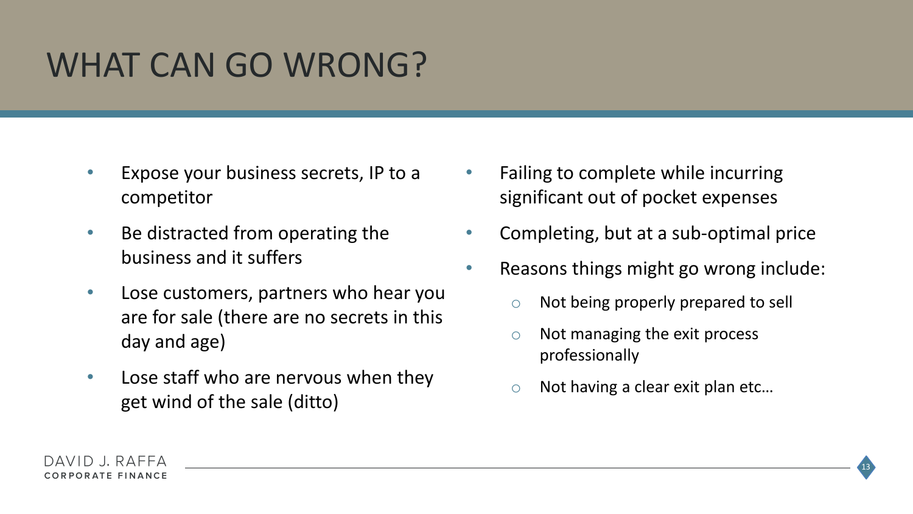# WHAT CAN GO WRONG?

- Expose your business secrets, IP to a competitor
- Be distracted from operating the business and it suffers
- Lose customers, partners who hear you are for sale (there are no secrets in this day and age)
- Lose staff who are nervous when they get wind of the sale (ditto)
- Failing to complete while incurring significant out of pocket expenses
- Completing, but at a sub-optimal price
- Reasons things might go wrong include:
  - Not being properly prepared to sell
  - Not managing the exit process professionally
  - Not having a clear exit plan etc…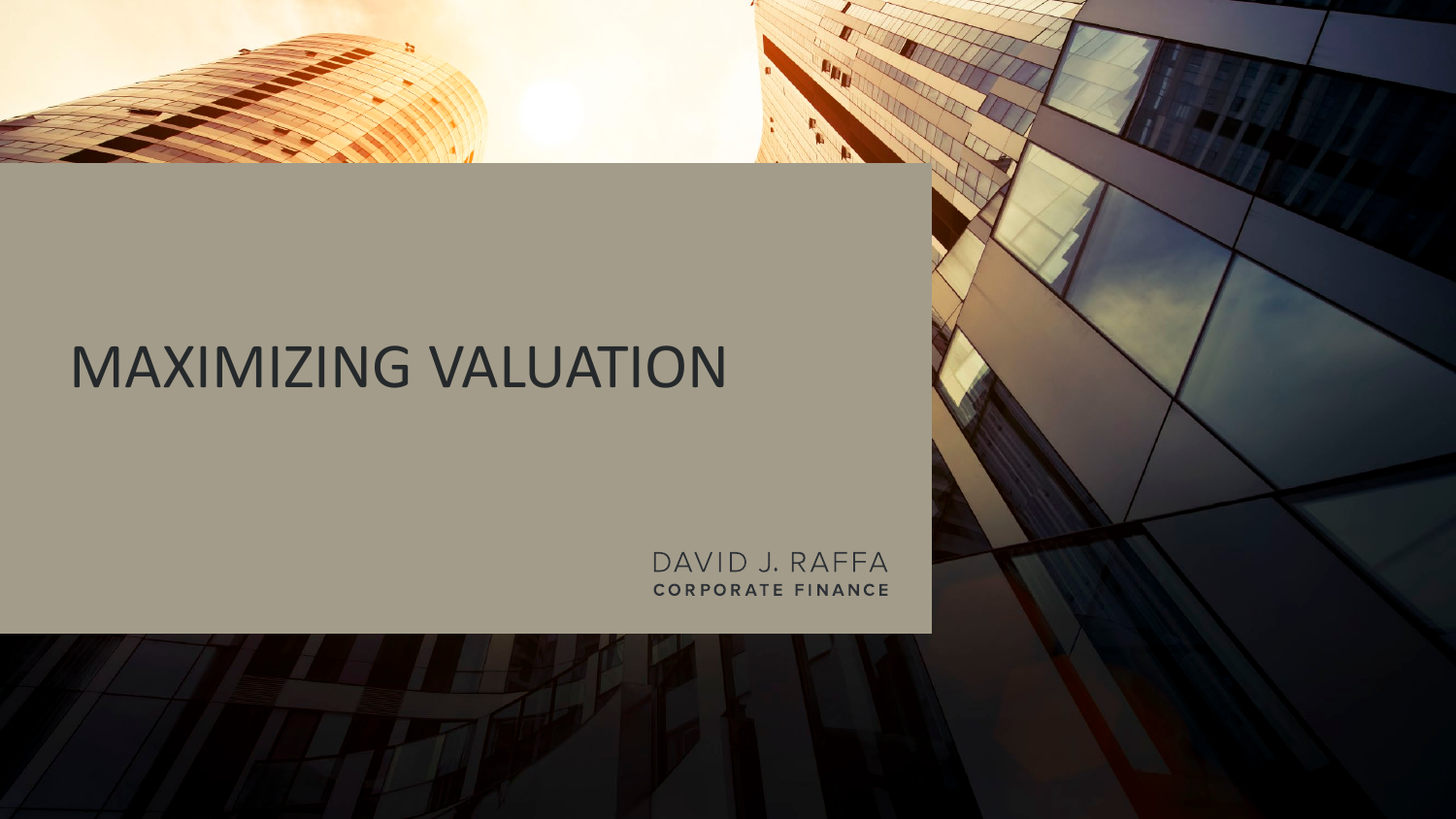# MAXIMIZING VALUATION

DAVID J. RAFFA
**CORPORATE FINANCE**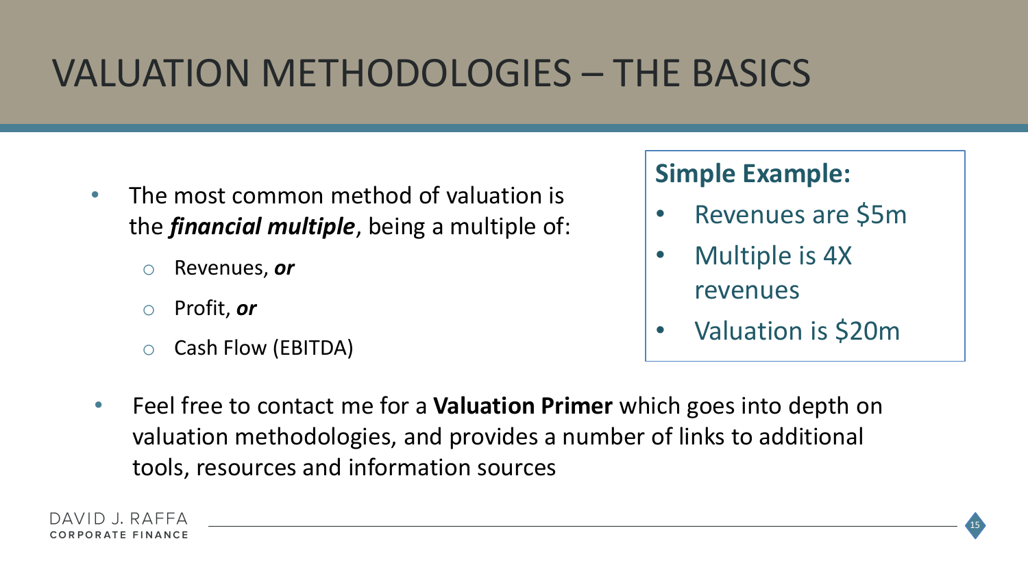# VALUATION METHODOLOGIES – THE BASICS

- The most common method of valuation is the ***financial multiple***, being a multiple of:
  - Revenues, ***or***
  - Profit, ***or***
  - Cash Flow (EBITDA)

**Simple Example:**

- Revenues are $5m
- Multiple is 4X revenues
- Valuation is $20m

- Feel free to contact me for a **Valuation Primer** which goes into depth on valuation methodologies, and provides a number of links to additional tools, resources and information sources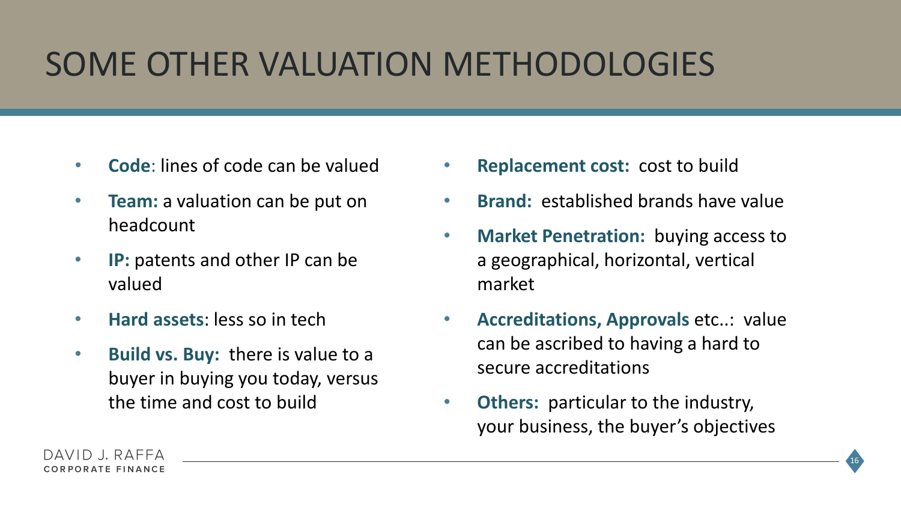# SOME OTHER VALUATION METHODOLOGIES

- **Code**: lines of code can be valued
- **Team:** a valuation can be put on headcount
- **IP:** patents and other IP can be valued
- **Hard assets**: less so in tech
- **Build vs. Buy:** there is value to a buyer in buying you today, versus the time and cost to build
- **Replacement cost:** cost to build
- **Brand:** established brands have value
- **Market Penetration:** buying access to a geographical, horizontal, vertical market
- **Accreditations, Approvals** etc..: value can be ascribed to having a hard to secure accreditations
- **Others:** particular to the industry, your business, the buyer's objectives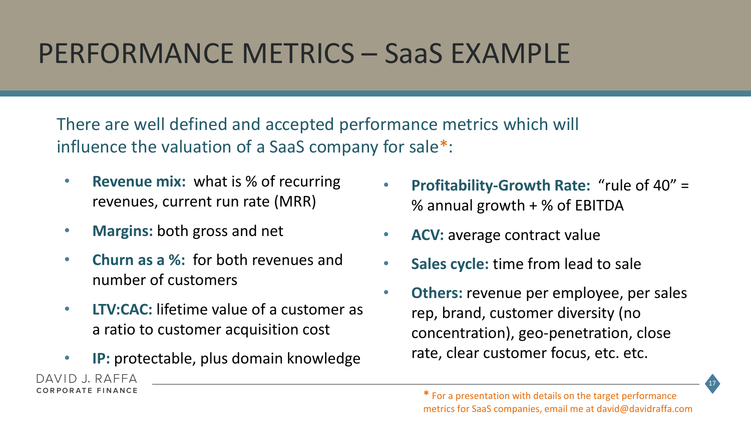# PERFORMANCE METRICS – SaaS EXAMPLE

There are well defined and accepted performance metrics which will influence the valuation of a SaaS company for sale*:

- **Revenue mix:** what is % of recurring revenues, current run rate (MRR)
- **Margins:** both gross and net
- **Churn as a %:** for both revenues and number of customers
- **LTV:CAC:** lifetime value of a customer as a ratio to customer acquisition cost
- **IP:** protectable, plus domain knowledge
- **Profitability-Growth Rate:** "rule of 40" = % annual growth + % of EBITDA
- **ACV:** average contract value
- **Sales cycle:** time from lead to sale
- **Others:** revenue per employee, per sales rep, brand, customer diversity (no concentration), geo-penetration, close rate, clear customer focus, etc. etc.

DAVID J. RAFFA CORPORATE FINANCE

* For a presentation with details on the target performance metrics for SaaS companies, email me at david@davidraffa.com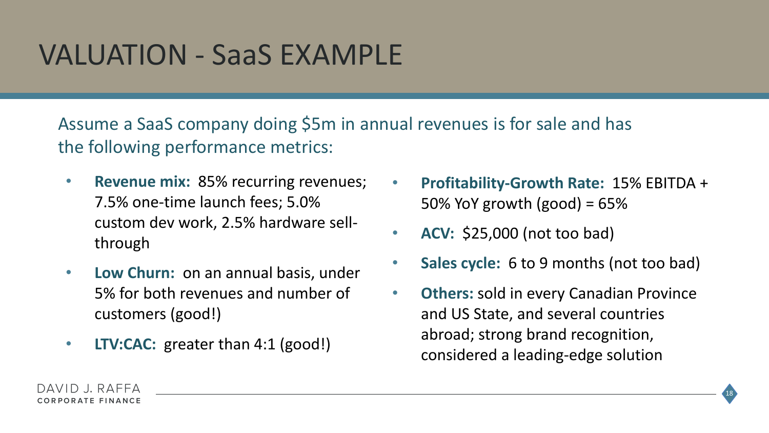# VALUATION - SaaS EXAMPLE

Assume a SaaS company doing $5m in annual revenues is for sale and has the following performance metrics:

- **Revenue mix:** 85% recurring revenues; 7.5% one-time launch fees; 5.0% custom dev work, 2.5% hardware sell-through
- **Low Churn:** on an annual basis, under 5% for both revenues and number of customers (good!)
- **LTV:CAC:** greater than 4:1 (good!)
- **Profitability-Growth Rate:** 15% EBITDA + 50% YoY growth (good) = 65%
- **ACV:** $25,000 (not too bad)
- **Sales cycle:** 6 to 9 months (not too bad)
- **Others:** sold in every Canadian Province and US State, and several countries abroad; strong brand recognition, considered a leading-edge solution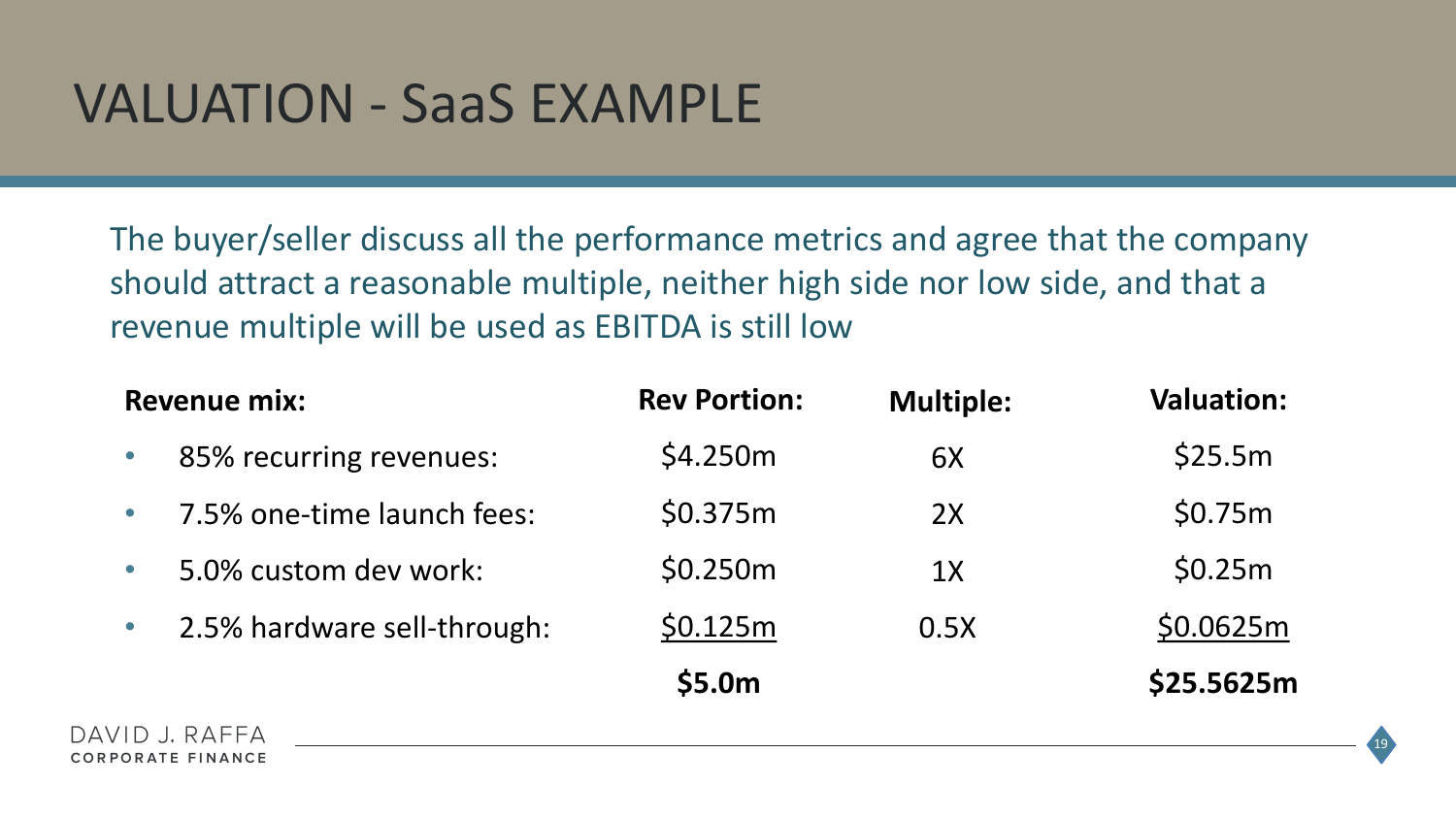# VALUATION - SaaS EXAMPLE

The buyer/seller discuss all the performance metrics and agree that the company should attract a reasonable multiple, neither high side nor low side, and that a revenue multiple will be used as EBITDA is still low

| Revenue mix: | Rev Portion: | Multiple: | Valuation: |
|---|---|---|---|
| • 85% recurring revenues: | $4.250m | 6X | $25.5m |
| • 7.5% one-time launch fees: | $0.375m | 2X | $0.75m |
| • 5.0% custom dev work: | $0.250m | 1X | $0.25m |
| • 2.5% hardware sell-through: | $0.125m | 0.5X | $0.0625m |
| | **$5.0m** | | **$25.5625m** |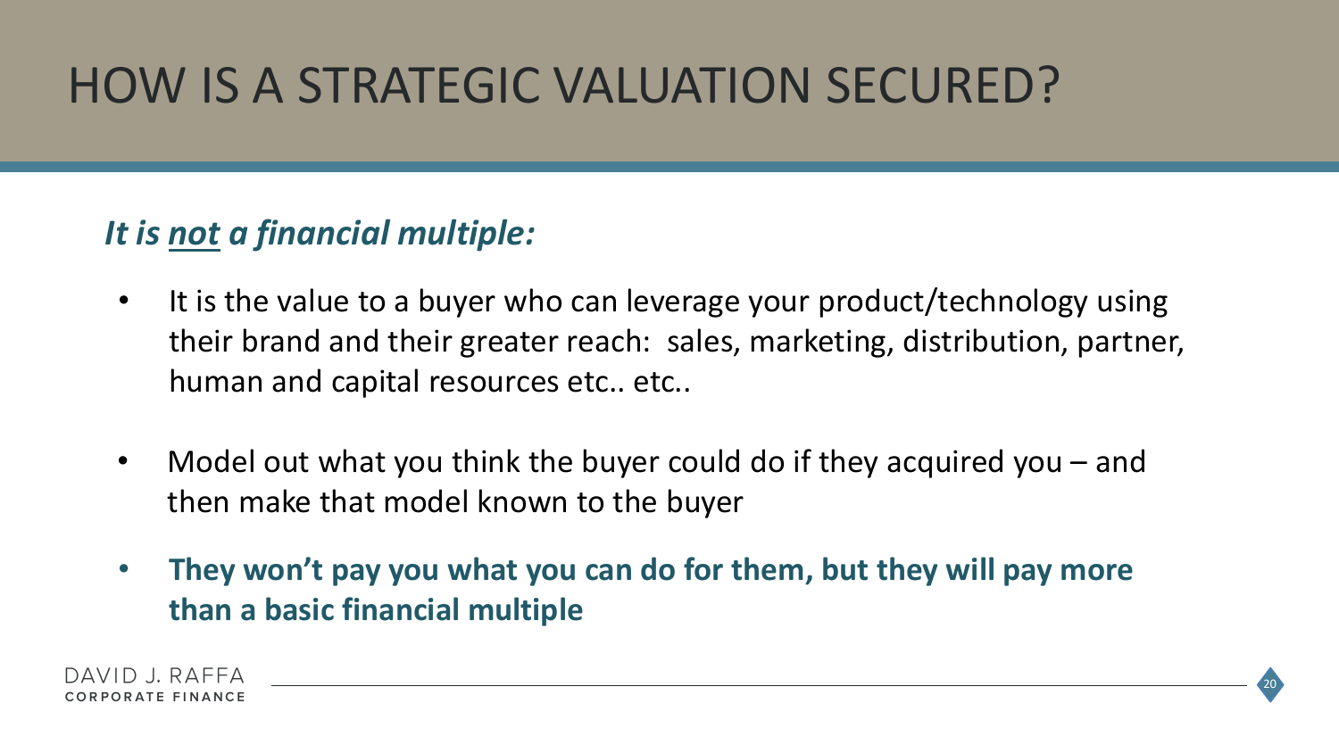# HOW IS A STRATEGIC VALUATION SECURED?

***It is <u>not</u> a financial multiple:***

- It is the value to a buyer who can leverage your product/technology using their brand and their greater reach: sales, marketing, distribution, partner, human and capital resources etc.. etc..
- Model out what you think the buyer could do if they acquired you – and then make that model known to the buyer
- **They won't pay you what you can do for them, but they will pay more than a basic financial multiple**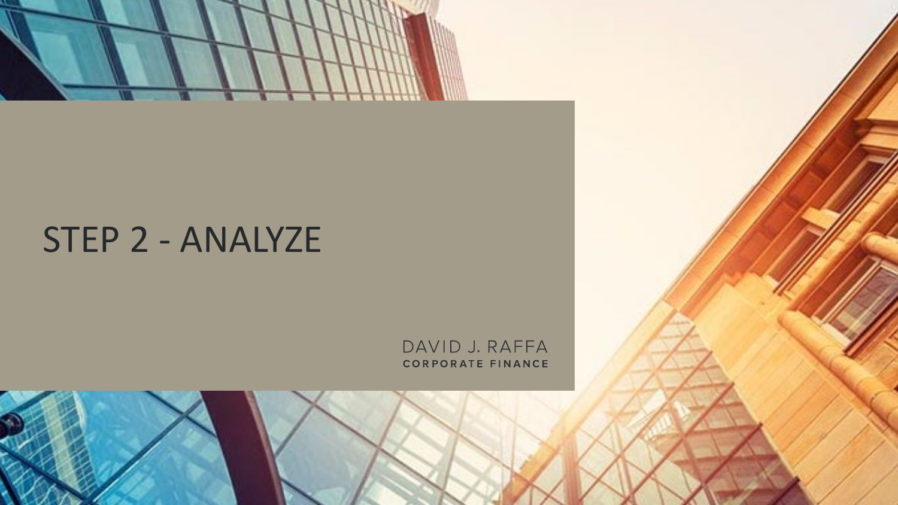# STEP 2 - ANALYZE

DAVID J. RAFFA
CORPORATE FINANCE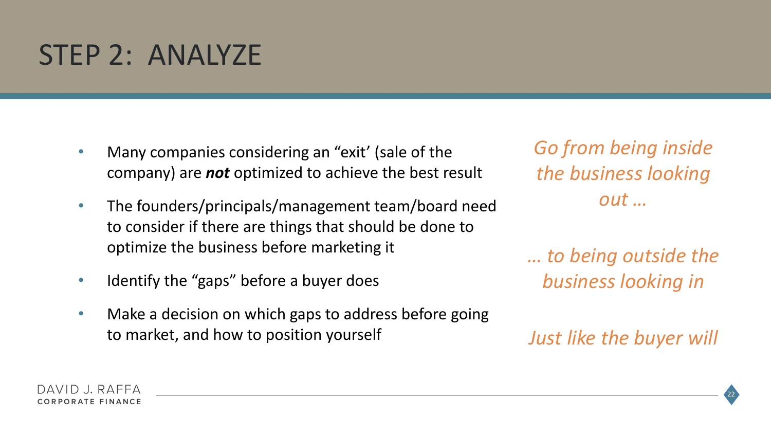# STEP 2: ANALYZE

- Many companies considering an "exit' (sale of the company) are ***not*** optimized to achieve the best result
- The founders/principals/management team/board need to consider if there are things that should be done to optimize the business before marketing it
- Identify the "gaps" before a buyer does
- Make a decision on which gaps to address before going to market, and how to position yourself

*Go from being inside the business looking out …*

*… to being outside the business looking in*

*Just like the buyer will*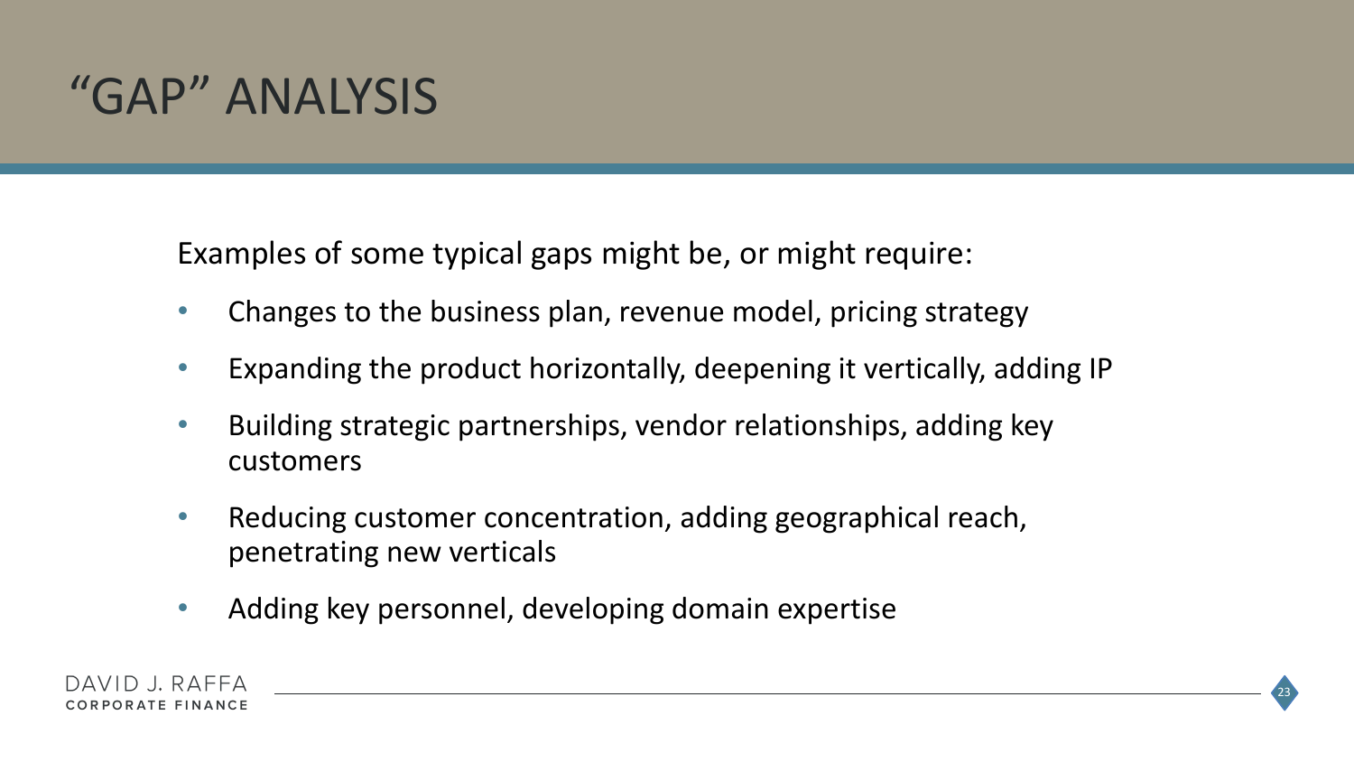# “GAP” ANALYSIS

Examples of some typical gaps might be, or might require:

- Changes to the business plan, revenue model, pricing strategy
- Expanding the product horizontally, deepening it vertically, adding IP
- Building strategic partnerships, vendor relationships, adding key customers
- Reducing customer concentration, adding geographical reach, penetrating new verticals
- Adding key personnel, developing domain expertise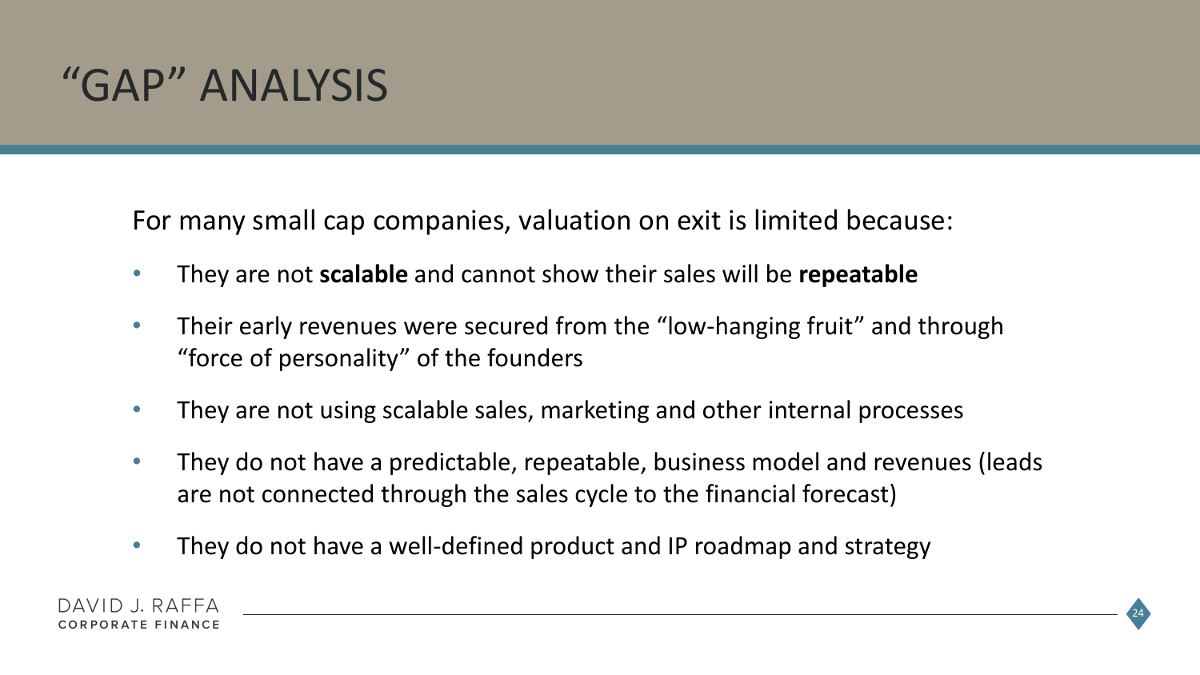# "GAP" ANALYSIS

For many small cap companies, valuation on exit is limited because:

- They are not **scalable** and cannot show their sales will be **repeatable**
- Their early revenues were secured from the "low-hanging fruit" and through "force of personality" of the founders
- They are not using scalable sales, marketing and other internal processes
- They do not have a predictable, repeatable, business model and revenues (leads are not connected through the sales cycle to the financial forecast)
- They do not have a well-defined product and IP roadmap and strategy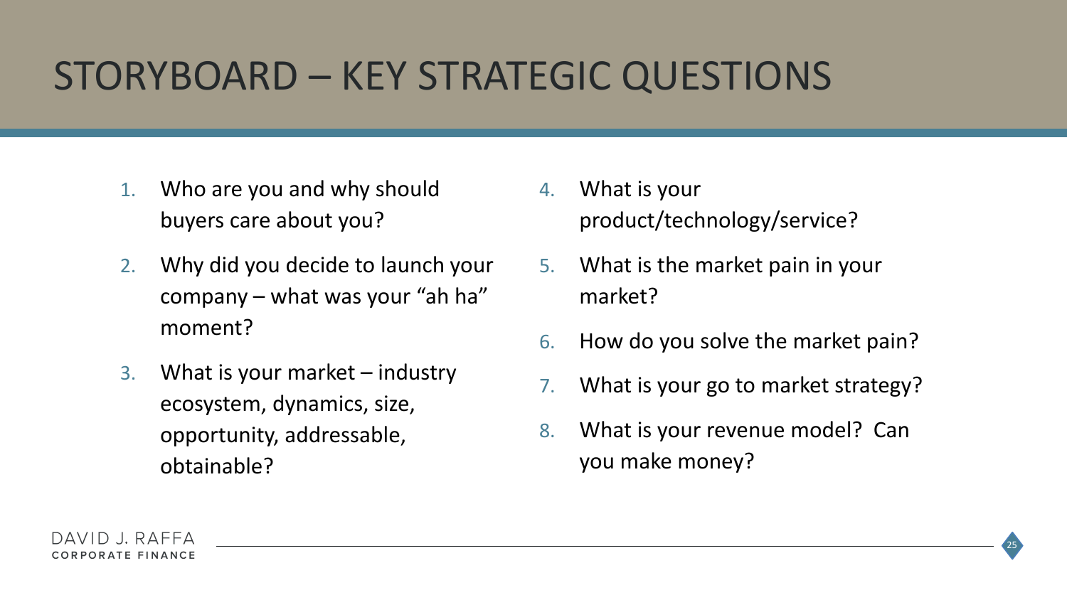# STORYBOARD – KEY STRATEGIC QUESTIONS

1. Who are you and why should buyers care about you?
2. Why did you decide to launch your company – what was your "ah ha" moment?
3. What is your market – industry ecosystem, dynamics, size, opportunity, addressable, obtainable?
4. What is your product/technology/service?
5. What is the market pain in your market?
6. How do you solve the market pain?
7. What is your go to market strategy?
8. What is your revenue model? Can you make money?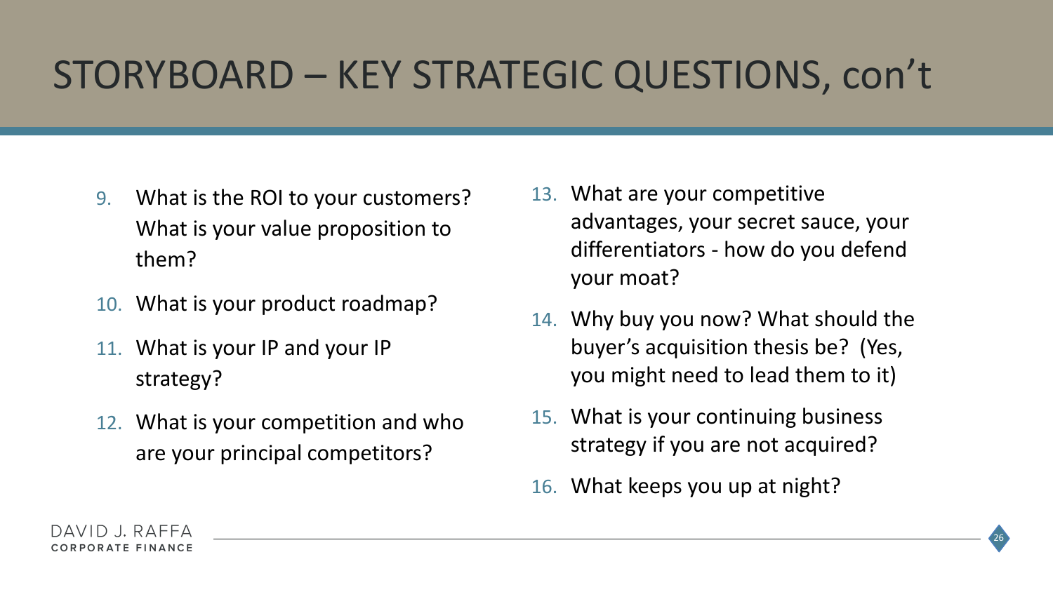# STORYBOARD – KEY STRATEGIC QUESTIONS, con't

9. What is the ROI to your customers? What is your value proposition to them?
10. What is your product roadmap?
11. What is your IP and your IP strategy?
12. What is your competition and who are your principal competitors?
13. What are your competitive advantages, your secret sauce, your differentiators - how do you defend your moat?
14. Why buy you now? What should the buyer's acquisition thesis be? (Yes, you might need to lead them to it)
15. What is your continuing business strategy if you are not acquired?
16. What keeps you up at night?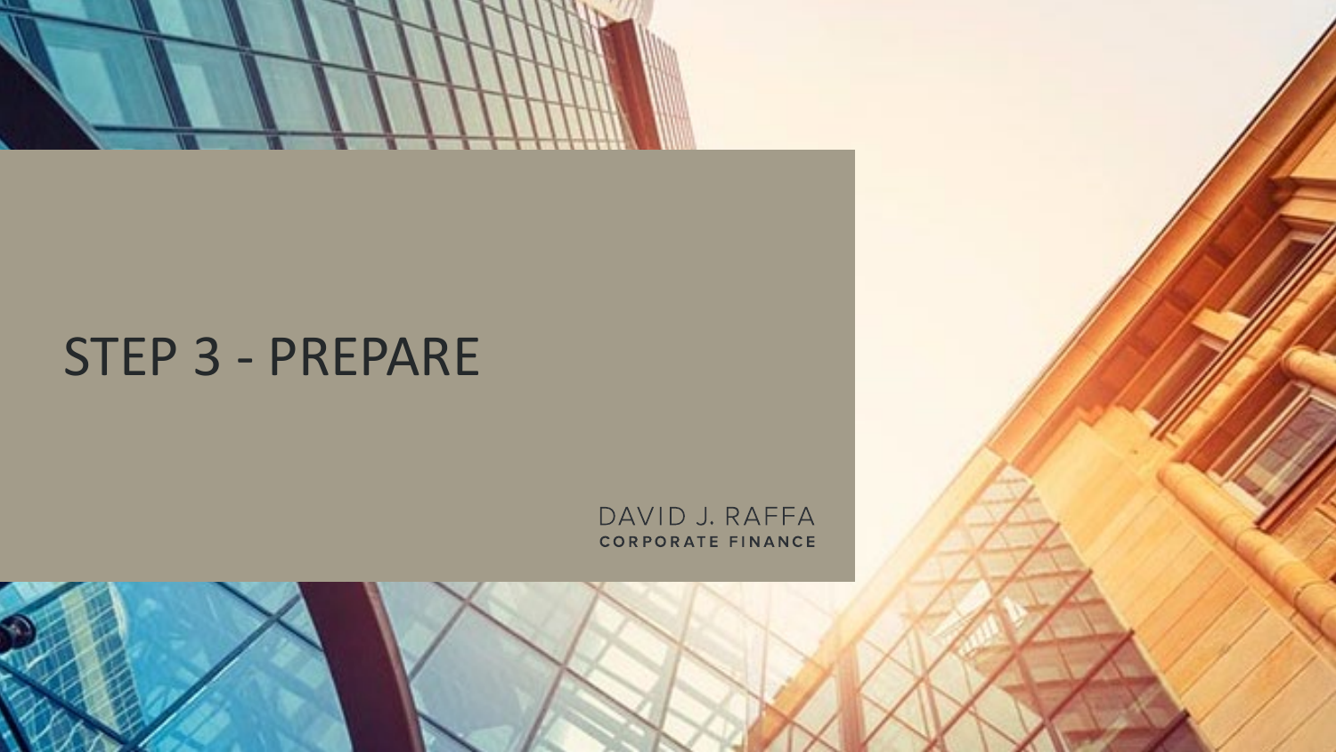# STEP 3 - PREPARE

DAVID J. RAFFA
CORPORATE FINANCE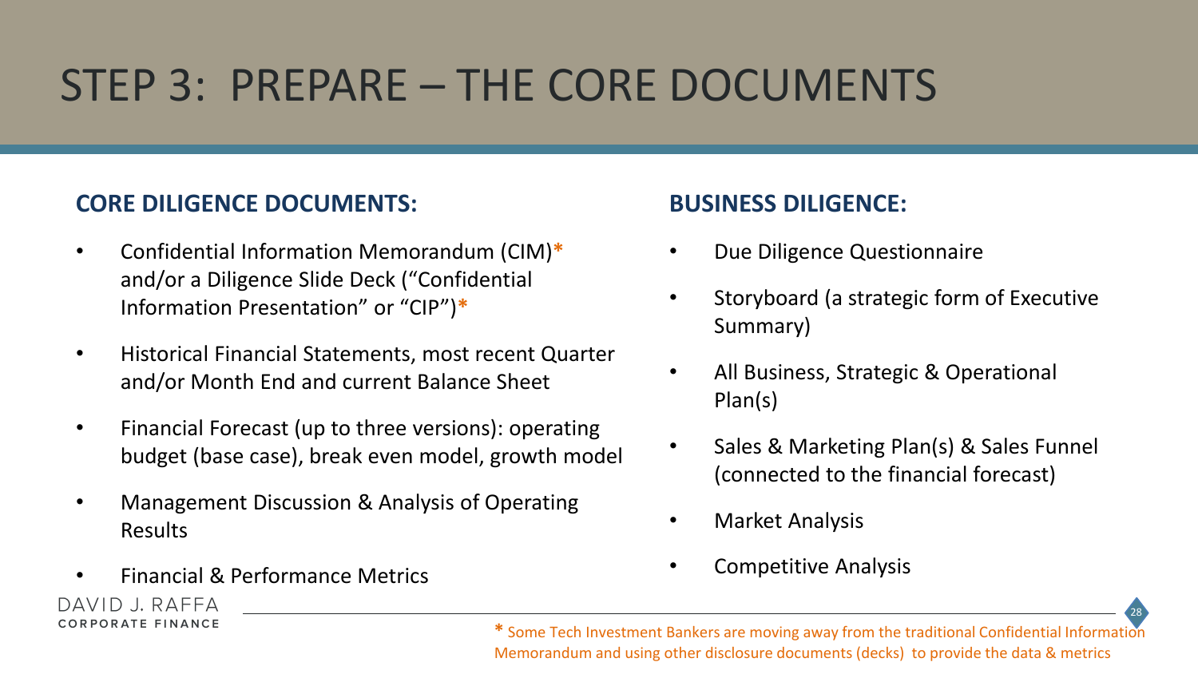# STEP 3: PREPARE – THE CORE DOCUMENTS

## CORE DILIGENCE DOCUMENTS:

- Confidential Information Memorandum (CIM)* and/or a Diligence Slide Deck ("Confidential Information Presentation" or "CIP")*
- Historical Financial Statements, most recent Quarter and/or Month End and current Balance Sheet
- Financial Forecast (up to three versions): operating budget (base case), break even model, growth model
- Management Discussion & Analysis of Operating Results
- Financial & Performance Metrics

## BUSINESS DILIGENCE:

- Due Diligence Questionnaire
- Storyboard (a strategic form of Executive Summary)
- All Business, Strategic & Operational Plan(s)
- Sales & Marketing Plan(s) & Sales Funnel (connected to the financial forecast)
- Market Analysis
- Competitive Analysis

DAVID J. RAFFA
CORPORATE FINANCE

* Some Tech Investment Bankers are moving away from the traditional Confidential Information Memorandum and using other disclosure documents (decks) to provide the data & metrics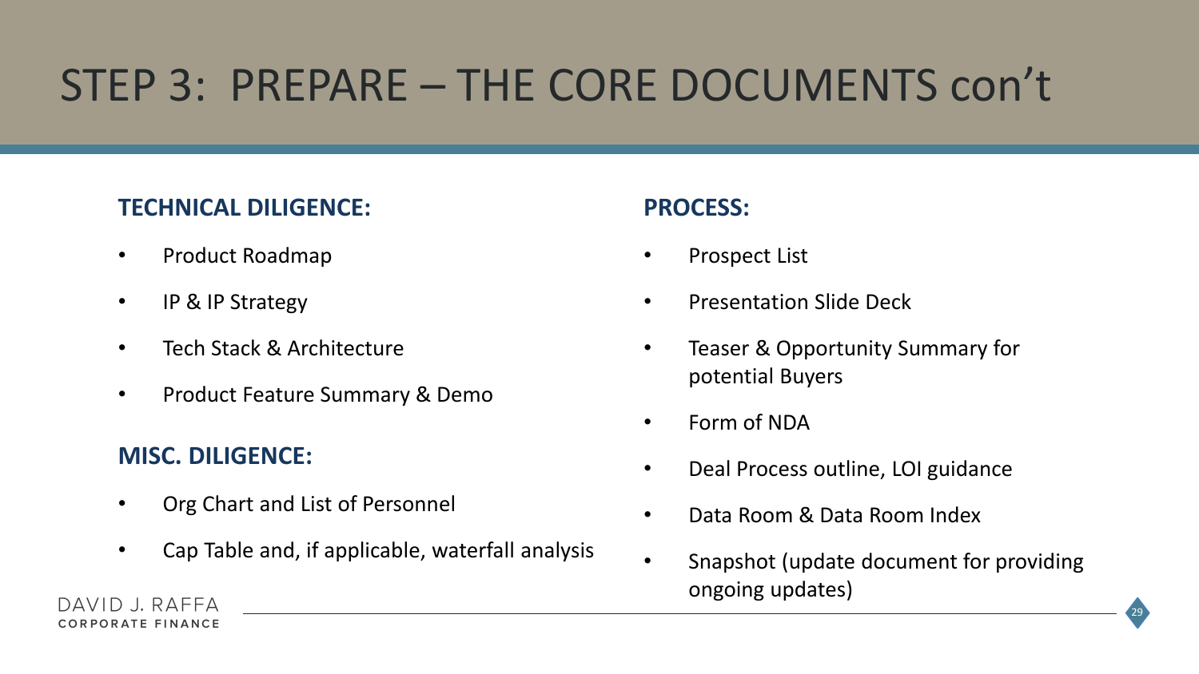# STEP 3: PREPARE – THE CORE DOCUMENTS con't

**TECHNICAL DILIGENCE:**

- Product Roadmap
- IP & IP Strategy
- Tech Stack & Architecture
- Product Feature Summary & Demo

**MISC. DILIGENCE:**

- Org Chart and List of Personnel
- Cap Table and, if applicable, waterfall analysis

**PROCESS:**

- Prospect List
- Presentation Slide Deck
- Teaser & Opportunity Summary for potential Buyers
- Form of NDA
- Deal Process outline, LOI guidance
- Data Room & Data Room Index
- Snapshot (update document for providing ongoing updates)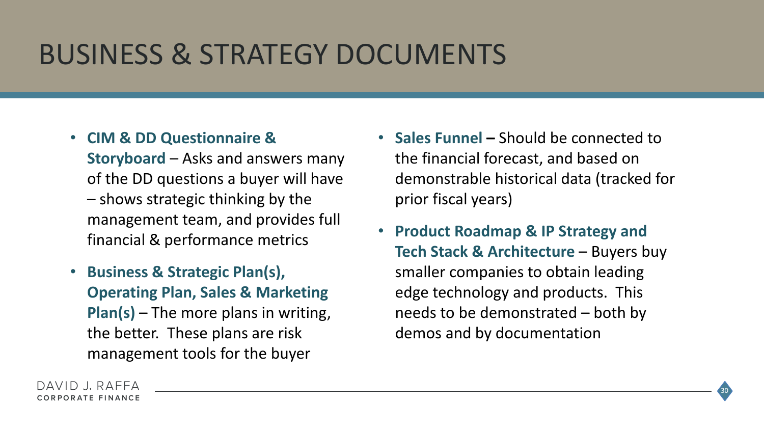# BUSINESS & STRATEGY DOCUMENTS

- **CIM & DD Questionnaire & Storyboard** – Asks and answers many of the DD questions a buyer will have – shows strategic thinking by the management team, and provides full financial & performance metrics
- **Business & Strategic Plan(s), Operating Plan, Sales & Marketing Plan(s)** – The more plans in writing, the better. These plans are risk management tools for the buyer
- **Sales Funnel –** Should be connected to the financial forecast, and based on demonstrable historical data (tracked for prior fiscal years)
- **Product Roadmap & IP Strategy and Tech Stack & Architecture** – Buyers buy smaller companies to obtain leading edge technology and products. This needs to be demonstrated – both by demos and by documentation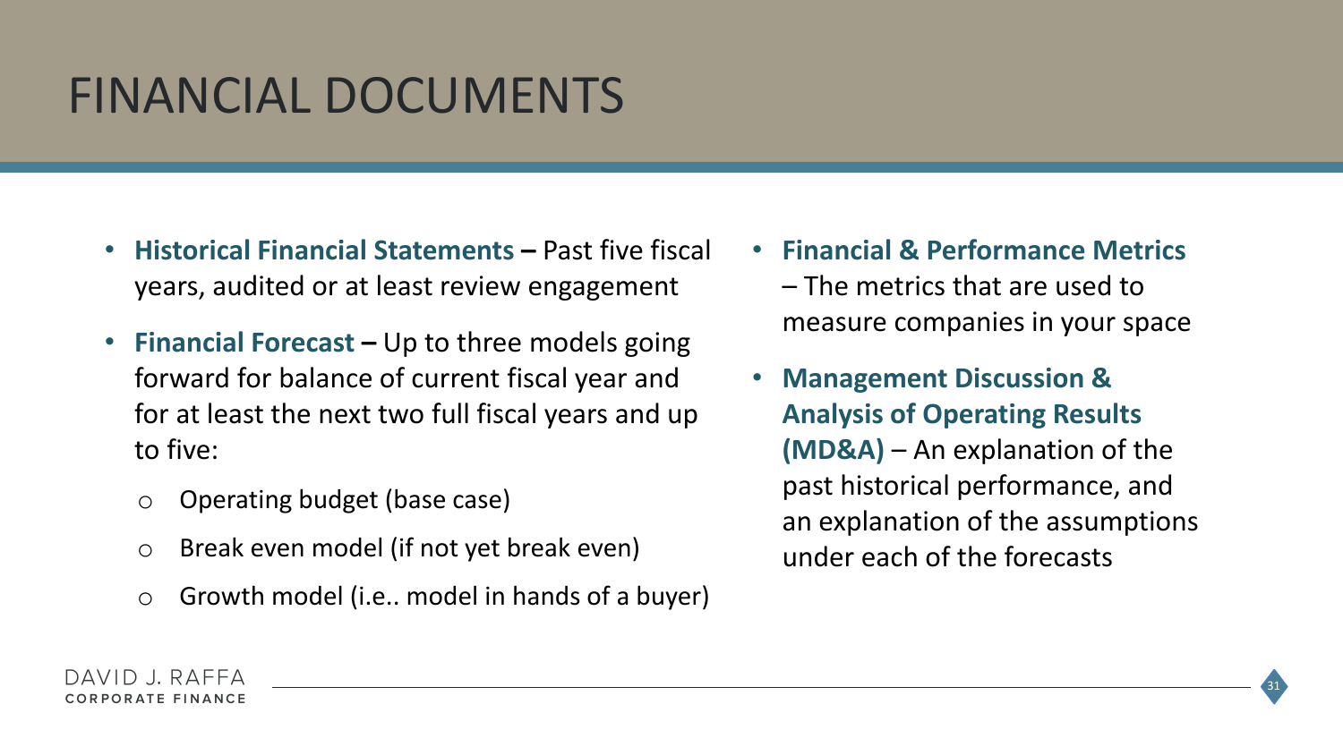# FINANCIAL DOCUMENTS

- **Historical Financial Statements –** Past five fiscal years, audited or at least review engagement
- **Financial Forecast –** Up to three models going forward for balance of current fiscal year and for at least the next two full fiscal years and up to five:
  - Operating budget (base case)
  - Break even model (if not yet break even)
  - Growth model (i.e.. model in hands of a buyer)
- **Financial & Performance Metrics** – The metrics that are used to measure companies in your space
- **Management Discussion & Analysis of Operating Results (MD&A)** – An explanation of the past historical performance, and an explanation of the assumptions under each of the forecasts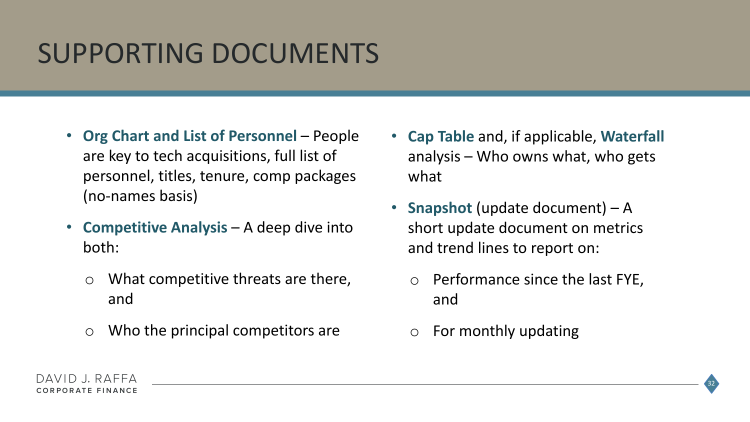# SUPPORTING DOCUMENTS

- **Org Chart and List of Personnel** – People are key to tech acquisitions, full list of personnel, titles, tenure, comp packages (no-names basis)
- **Competitive Analysis** – A deep dive into both:
  - What competitive threats are there, and
  - Who the principal competitors are
- **Cap Table** and, if applicable, **Waterfall** analysis – Who owns what, who gets what
- **Snapshot** (update document) – A short update document on metrics and trend lines to report on:
  - Performance since the last FYE, and
  - For monthly updating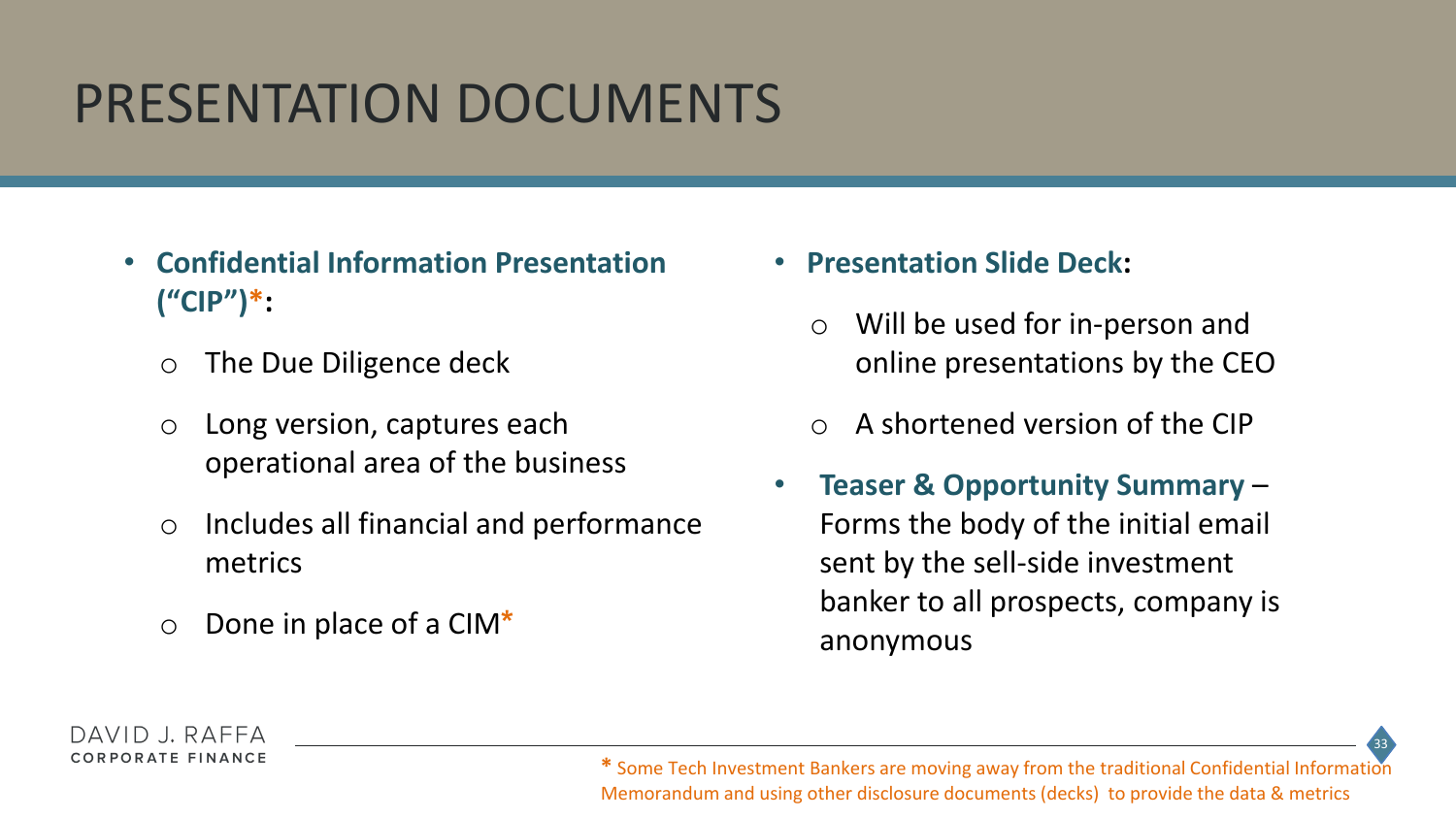# PRESENTATION DOCUMENTS

- **Confidential Information Presentation ("CIP")*:**
  - The Due Diligence deck
  - Long version, captures each operational area of the business
  - Includes all financial and performance metrics
  - Done in place of a CIM*

- **Presentation Slide Deck:**
  - Will be used for in-person and online presentations by the CEO
  - A shortened version of the CIP

- **Teaser & Opportunity Summary** – Forms the body of the initial email sent by the sell-side investment banker to all prospects, company is anonymous

DAVID J. RAFFA
CORPORATE FINANCE

* Some Tech Investment Bankers are moving away from the traditional Confidential Information Memorandum and using other disclosure documents (decks) to provide the data & metrics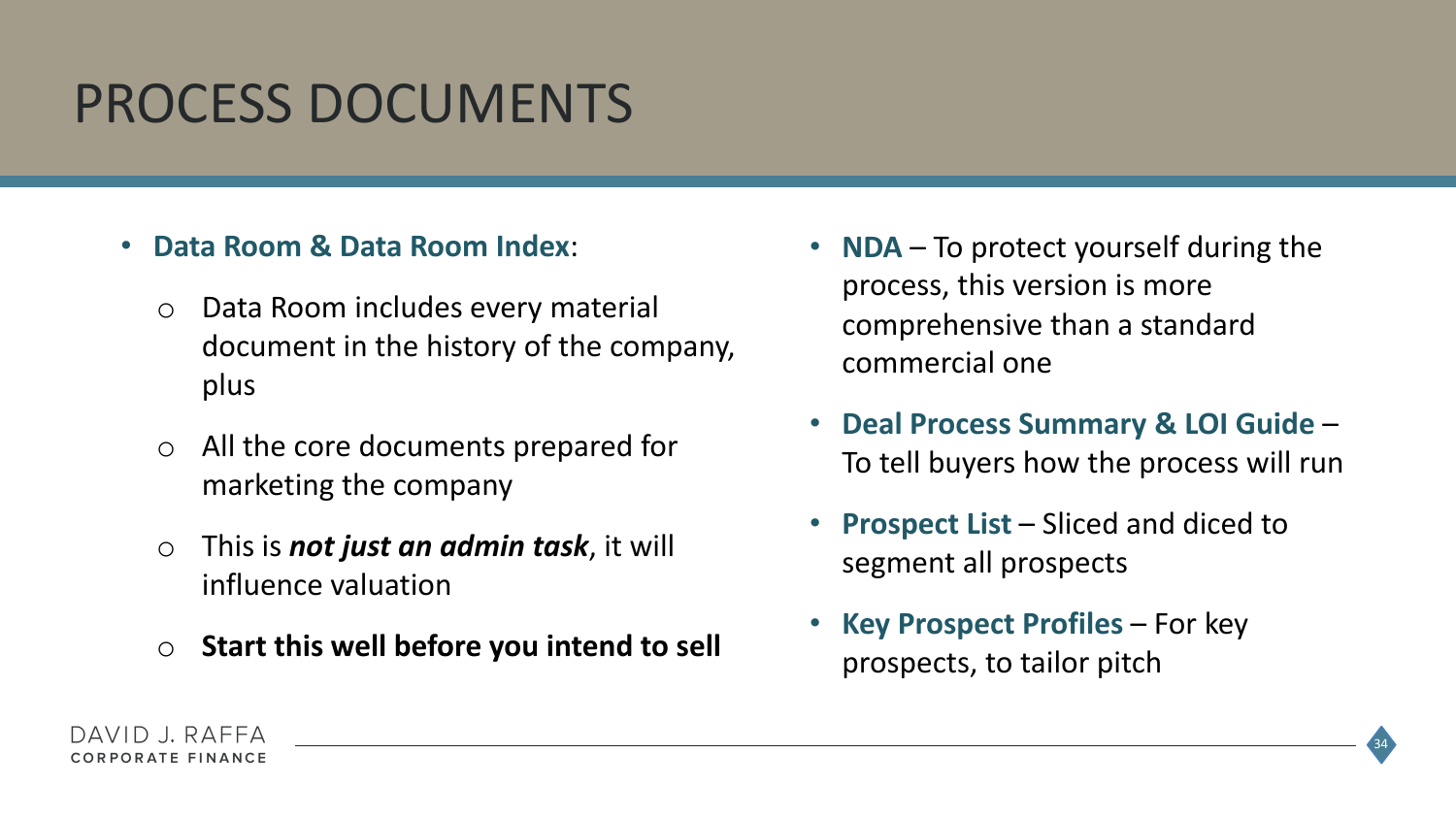# PROCESS DOCUMENTS

- **Data Room & Data Room Index**:
  - Data Room includes every material document in the history of the company, plus
  - All the core documents prepared for marketing the company
  - This is ***not just an admin task***, it will influence valuation
  - **Start this well before you intend to sell**

- **NDA** – To protect yourself during the process, this version is more comprehensive than a standard commercial one
- **Deal Process Summary & LOI Guide** – To tell buyers how the process will run
- **Prospect List** – Sliced and diced to segment all prospects
- **Key Prospect Profiles** – For key prospects, to tailor pitch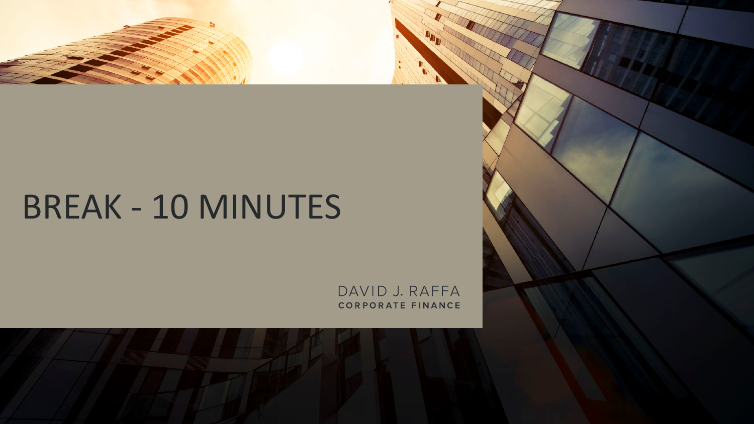# BREAK - 10 MINUTES

DAVID J. RAFFA
**CORPORATE FINANCE**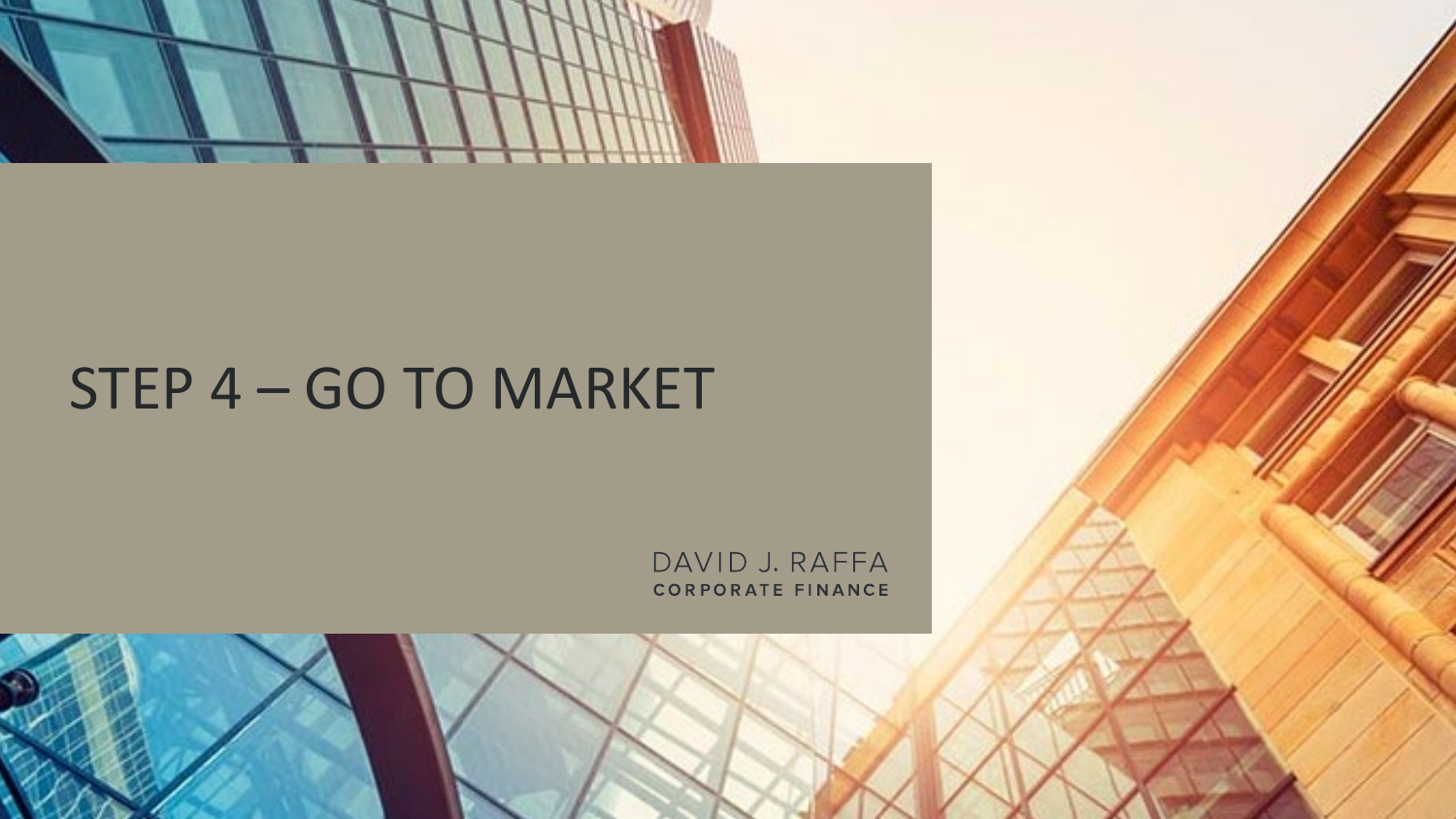# STEP 4 – GO TO MARKET

DAVID J. RAFFA
CORPORATE FINANCE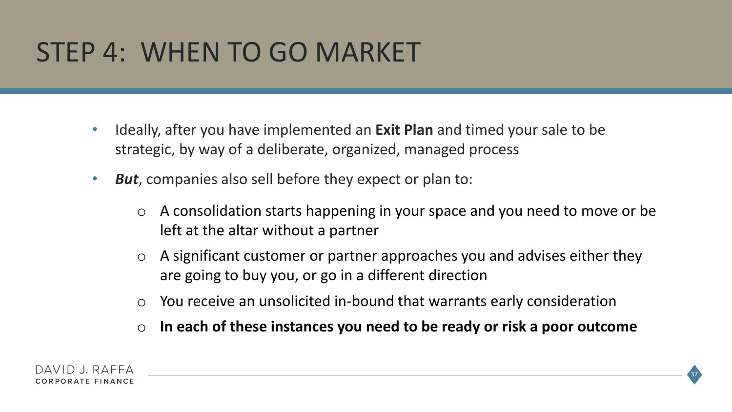# STEP 4: WHEN TO GO MARKET

- Ideally, after you have implemented an **Exit Plan** and timed your sale to be strategic, by way of a deliberate, organized, managed process
- ***But***, companies also sell before they expect or plan to:
  - A consolidation starts happening in your space and you need to move or be left at the altar without a partner
  - A significant customer or partner approaches you and advises either they are going to buy you, or go in a different direction
  - You receive an unsolicited in-bound that warrants early consideration
  - **In each of these instances you need to be ready or risk a poor outcome**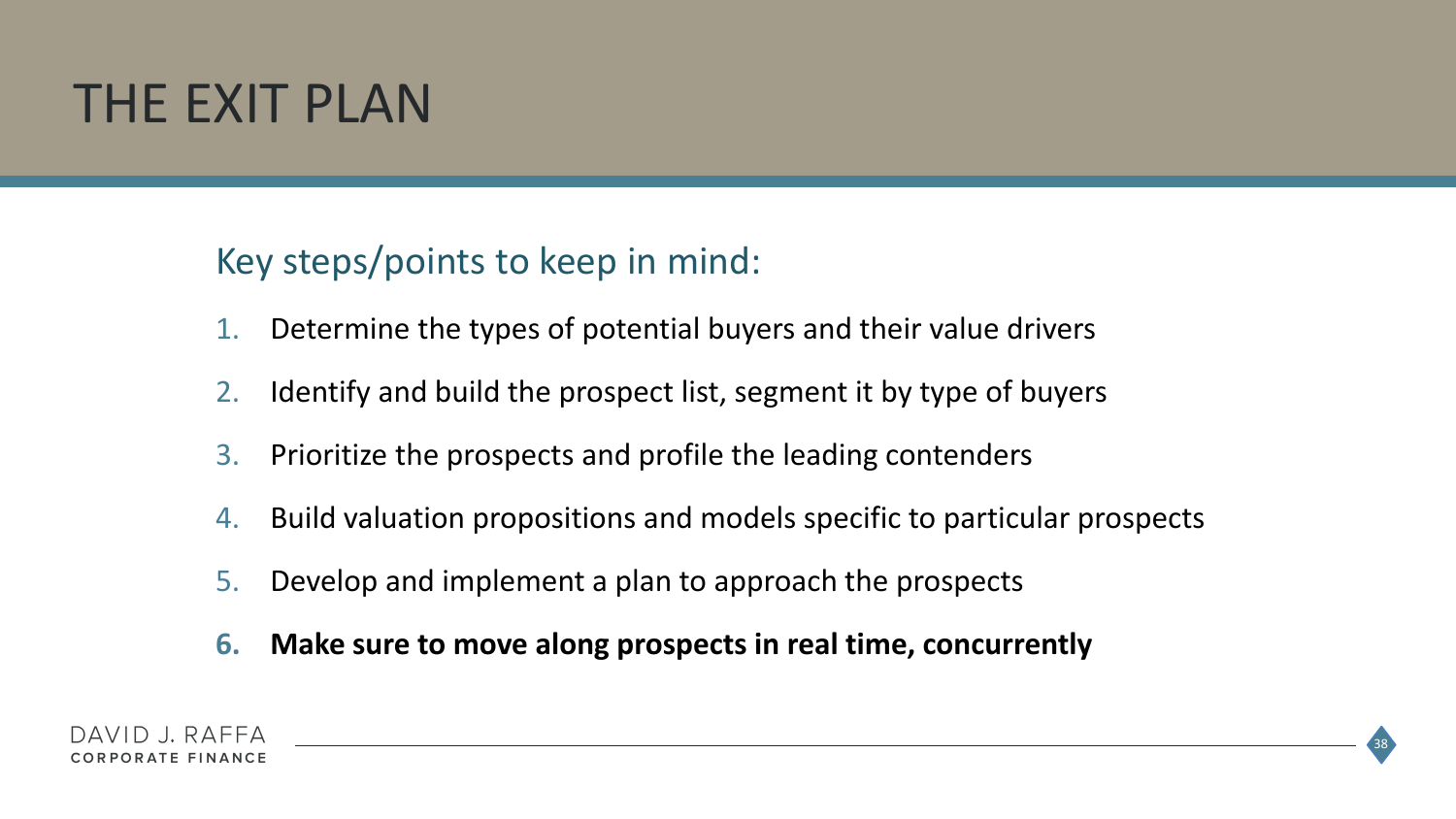# THE EXIT PLAN

## Key steps/points to keep in mind:

1. Determine the types of potential buyers and their value drivers
2. Identify and build the prospect list, segment it by type of buyers
3. Prioritize the prospects and profile the leading contenders
4. Build valuation propositions and models specific to particular prospects
5. Develop and implement a plan to approach the prospects
6. **Make sure to move along prospects in real time, concurrently**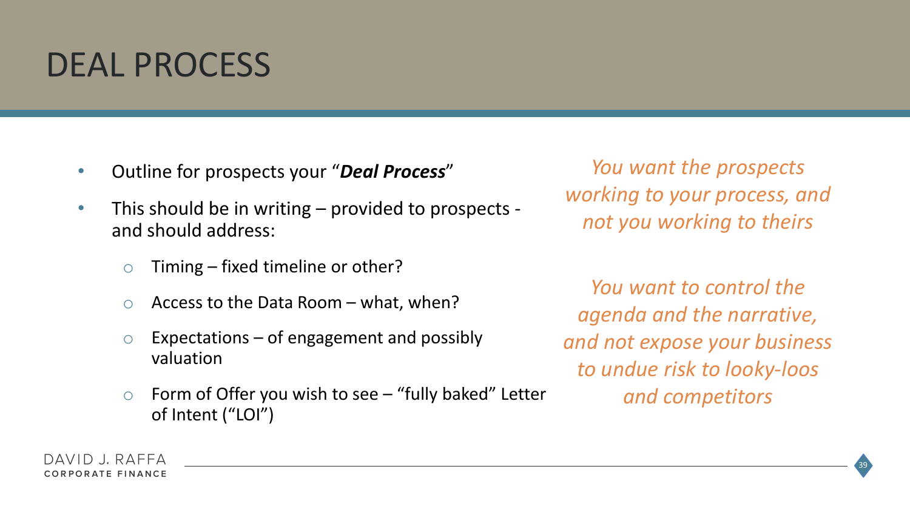# DEAL PROCESS

- Outline for prospects your "***Deal Process***"
- This should be in writing – provided to prospects - and should address:
  - Timing – fixed timeline or other?
  - Access to the Data Room – what, when?
  - Expectations – of engagement and possibly valuation
  - Form of Offer you wish to see – "fully baked" Letter of Intent ("LOI")

*You want the prospects working to your process, and not you working to theirs*

*You want to control the agenda and the narrative, and not expose your business to undue risk to looky-loos and competitors*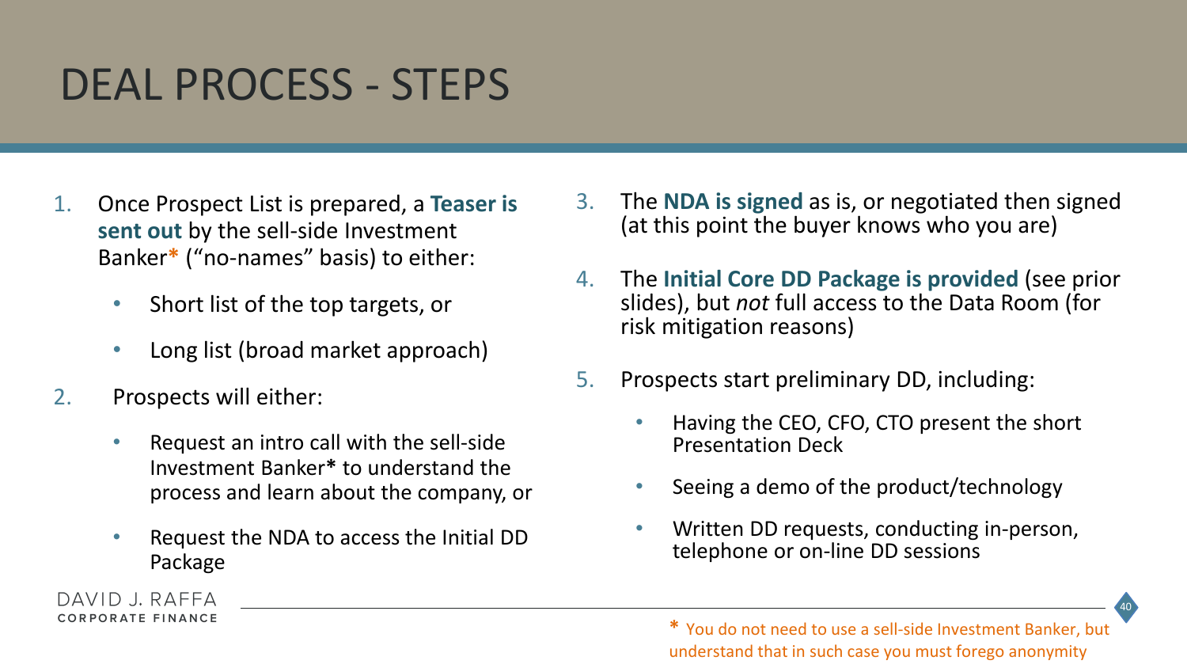# DEAL PROCESS - STEPS

1. Once Prospect List is prepared, a **Teaser is sent out** by the sell-side Investment Banker* ("no-names" basis) to either:
   - Short list of the top targets, or
   - Long list (broad market approach)
2. Prospects will either:
   - Request an intro call with the sell-side Investment Banker* to understand the process and learn about the company, or
   - Request the NDA to access the Initial DD Package
3. The **NDA is signed** as is, or negotiated then signed (at this point the buyer knows who you are)
4. The **Initial Core DD Package is provided** (see prior slides), but *not* full access to the Data Room (for risk mitigation reasons)
5. Prospects start preliminary DD, including:
   - Having the CEO, CFO, CTO present the short Presentation Deck
   - Seeing a demo of the product/technology
   - Written DD requests, conducting in-person, telephone or on-line DD sessions

DAVID J. RAFFA
CORPORATE FINANCE

* You do not need to use a sell-side Investment Banker, but understand that in such case you must forego anonymity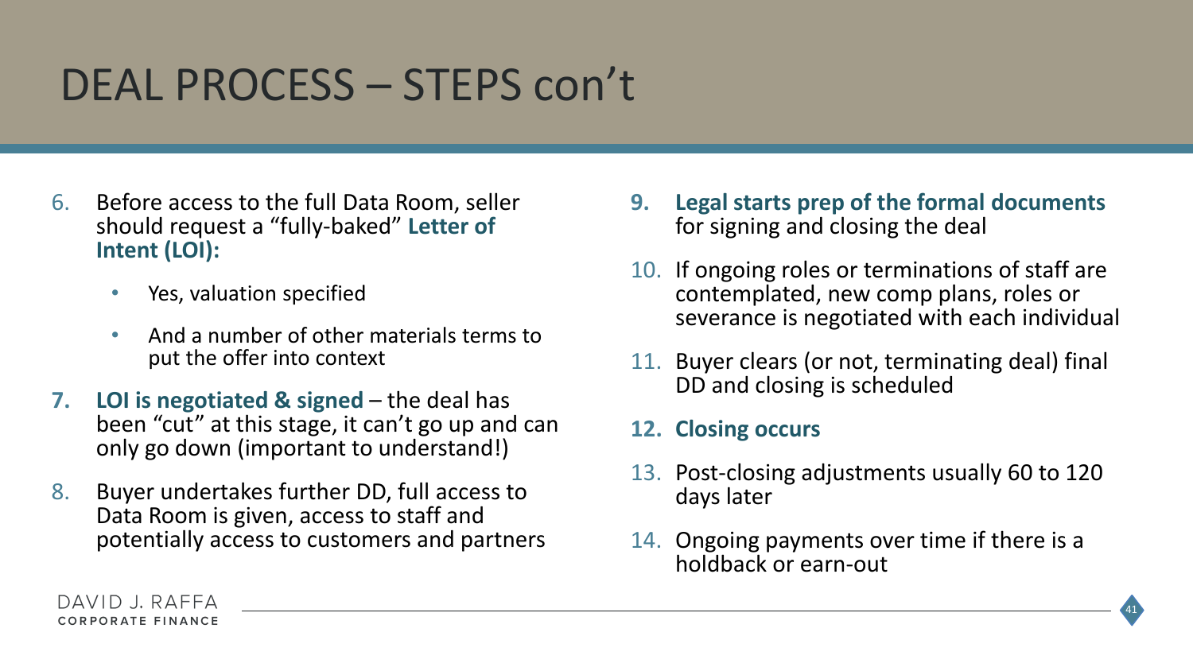# DEAL PROCESS – STEPS con't

6. Before access to the full Data Room, seller should request a "fully-baked" **Letter of Intent (LOI):**
   - Yes, valuation specified
   - And a number of other materials terms to put the offer into context
7. **LOI is negotiated & signed** – the deal has been "cut" at this stage, it can't go up and can only go down (important to understand!)
8. Buyer undertakes further DD, full access to Data Room is given, access to staff and potentially access to customers and partners
9. **Legal starts prep of the formal documents** for signing and closing the deal
10. If ongoing roles or terminations of staff are contemplated, new comp plans, roles or severance is negotiated with each individual
11. Buyer clears (or not, terminating deal) final DD and closing is scheduled
12. **Closing occurs**
13. Post-closing adjustments usually 60 to 120 days later
14. Ongoing payments over time if there is a holdback or earn-out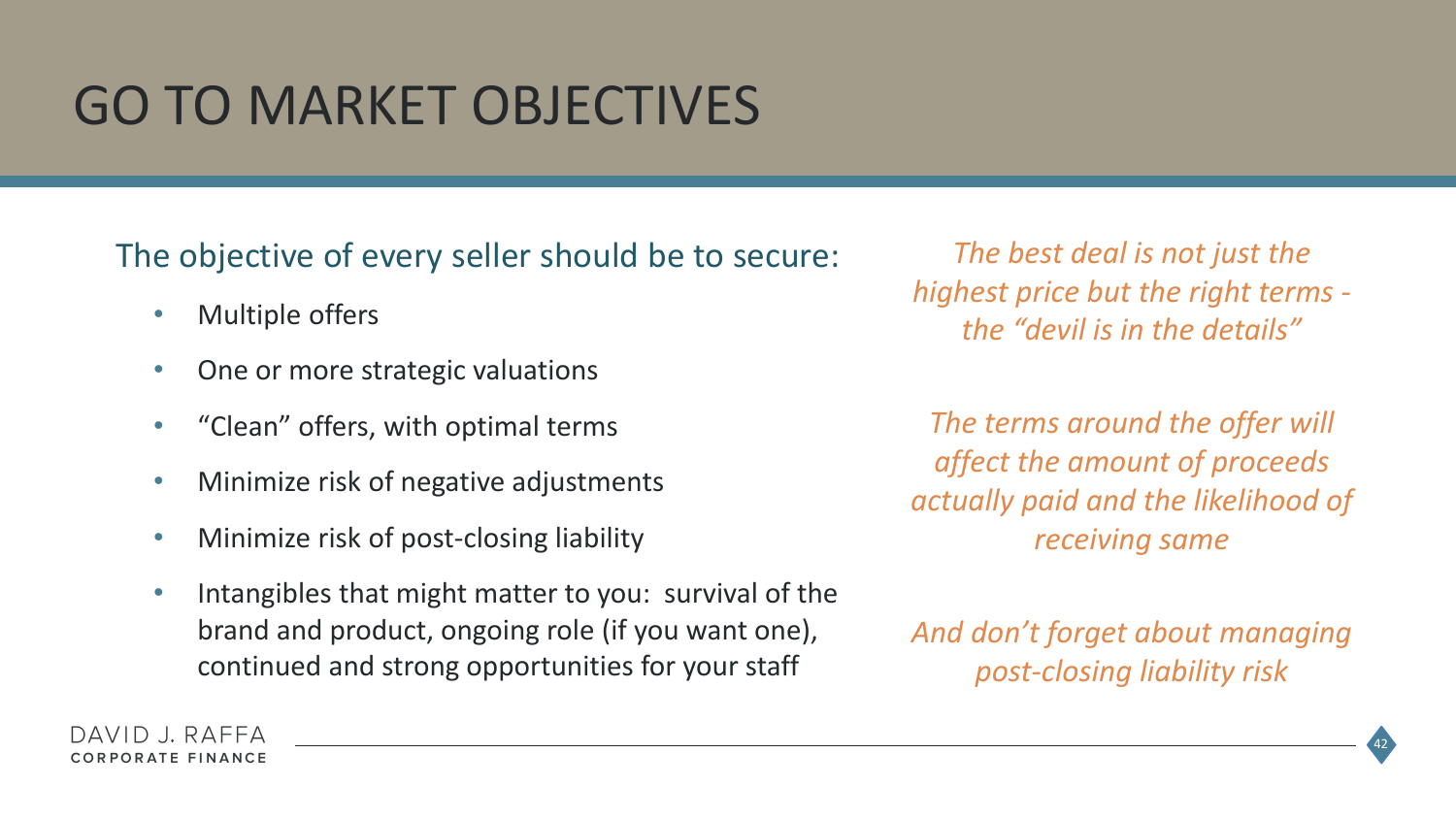# GO TO MARKET OBJECTIVES

The objective of every seller should be to secure:

- Multiple offers
- One or more strategic valuations
- "Clean" offers, with optimal terms
- Minimize risk of negative adjustments
- Minimize risk of post-closing liability
- Intangibles that might matter to you: survival of the brand and product, ongoing role (if you want one), continued and strong opportunities for your staff

*The best deal is not just the highest price but the right terms - the "devil is in the details"*

*The terms around the offer will affect the amount of proceeds actually paid and the likelihood of receiving same*

*And don't forget about managing post-closing liability risk*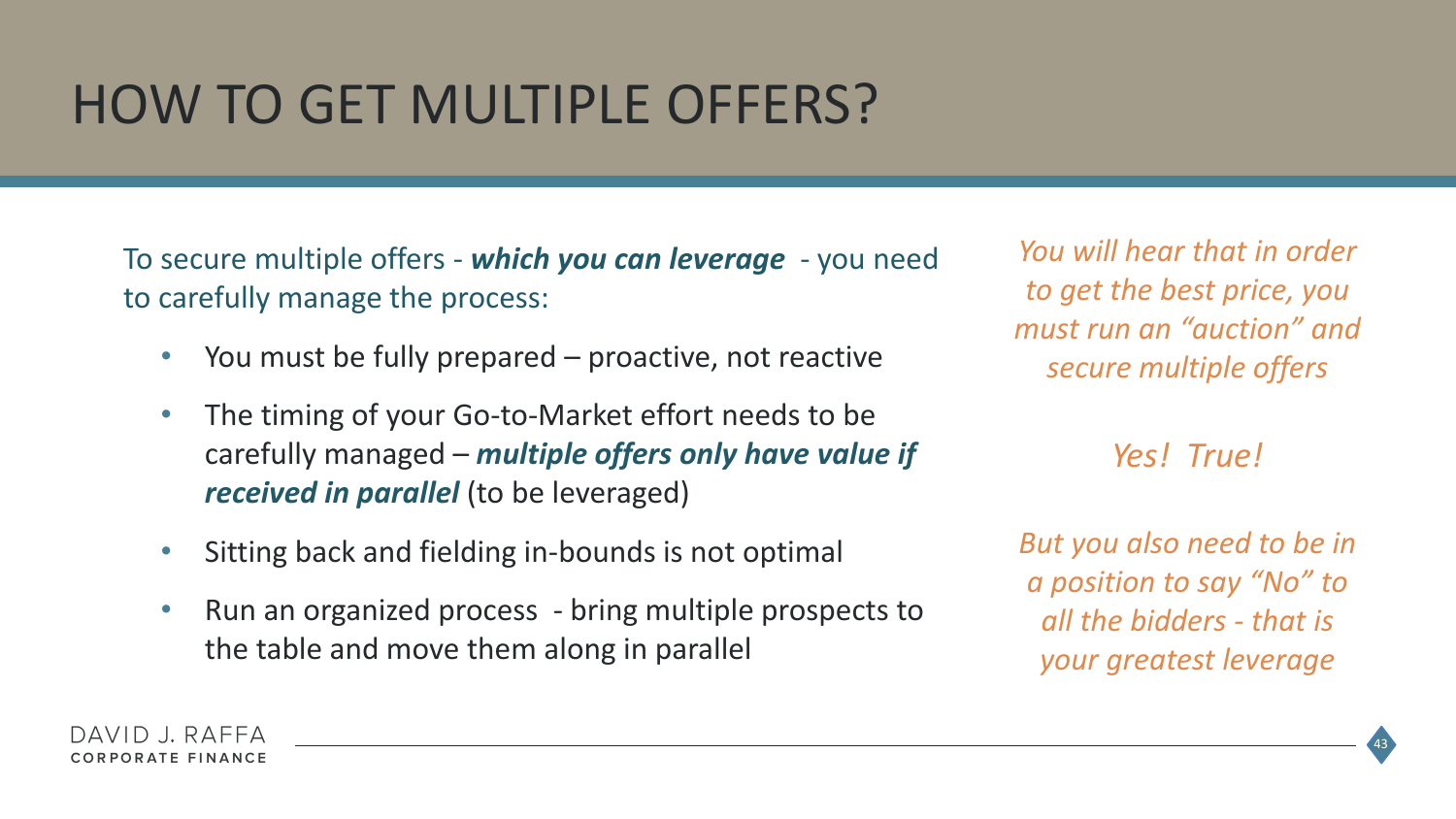# HOW TO GET MULTIPLE OFFERS?

To secure multiple offers - ***which you can leverage*** - you need to carefully manage the process:

- You must be fully prepared – proactive, not reactive
- The timing of your Go-to-Market effort needs to be carefully managed – ***multiple offers only have value if received in parallel*** (to be leveraged)
- Sitting back and fielding in-bounds is not optimal
- Run an organized process - bring multiple prospects to the table and move them along in parallel

*You will hear that in order to get the best price, you must run an "auction" and secure multiple offers*

*Yes! True!*

*But you also need to be in a position to say "No" to all the bidders - that is your greatest leverage*

DAVID J. RAFFA
CORPORATE FINANCE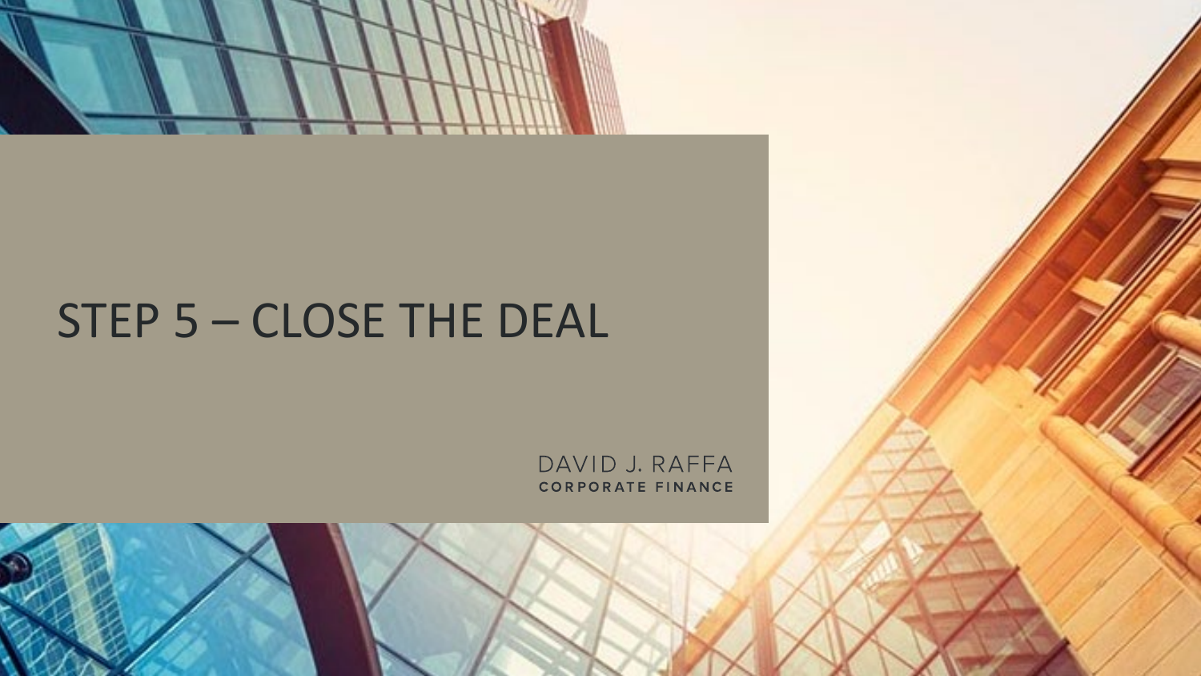# STEP 5 – CLOSE THE DEAL

DAVID J. RAFFA
CORPORATE FINANCE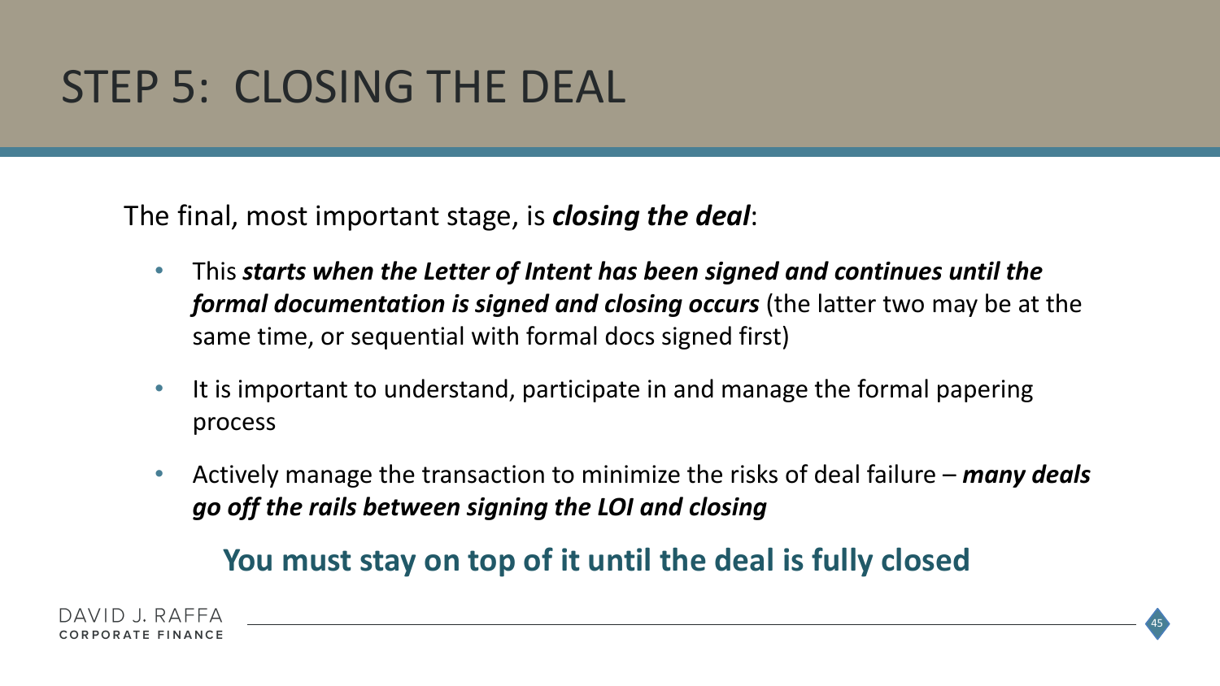# STEP 5: CLOSING THE DEAL

The final, most important stage, is ***closing the deal***:

- This ***starts when the Letter of Intent has been signed and continues until the formal documentation is signed and closing occurs*** (the latter two may be at the same time, or sequential with formal docs signed first)
- It is important to understand, participate in and manage the formal papering process
- Actively manage the transaction to minimize the risks of deal failure – ***many deals go off the rails between signing the LOI and closing***

**You must stay on top of it until the deal is fully closed**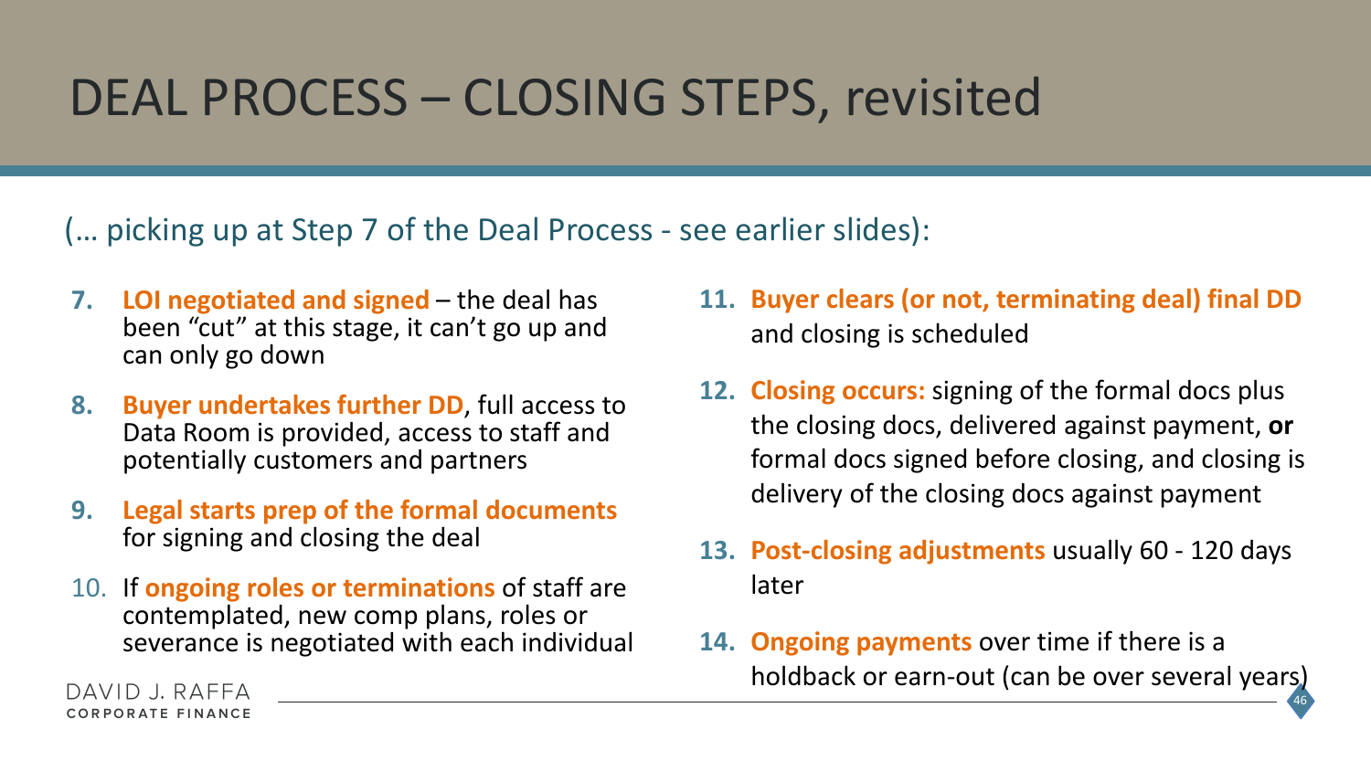# DEAL PROCESS – CLOSING STEPS, revisited

(… picking up at Step 7 of the Deal Process - see earlier slides):

7. **LOI negotiated and signed** – the deal has been "cut" at this stage, it can't go up and can only go down
8. **Buyer undertakes further DD**, full access to Data Room is provided, access to staff and potentially customers and partners
9. **Legal starts prep of the formal documents** for signing and closing the deal
10. If **ongoing roles or terminations** of staff are contemplated, new comp plans, roles or severance is negotiated with each individual
11. **Buyer clears (or not, terminating deal) final DD** and closing is scheduled
12. **Closing occurs:** signing of the formal docs plus the closing docs, delivered against payment, **or** formal docs signed before closing, and closing is delivery of the closing docs against payment
13. **Post-closing adjustments** usually 60 - 120 days later
14. **Ongoing payments** over time if there is a holdback or earn-out (can be over several years)

DAVID J. RAFFA
CORPORATE FINANCE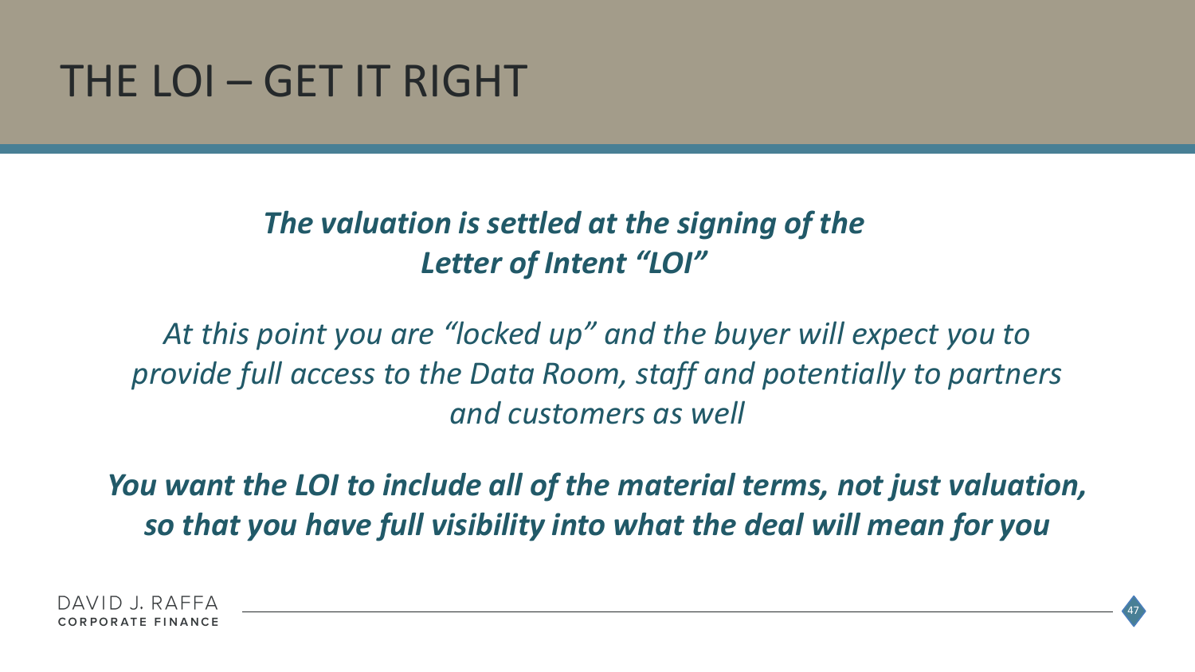# THE LOI – GET IT RIGHT

***The valuation is settled at the signing of the Letter of Intent "LOI"***

*At this point you are "locked up" and the buyer will expect you to provide full access to the Data Room, staff and potentially to partners and customers as well*

***You want the LOI to include all of the material terms, not just valuation, so that you have full visibility into what the deal will mean for you***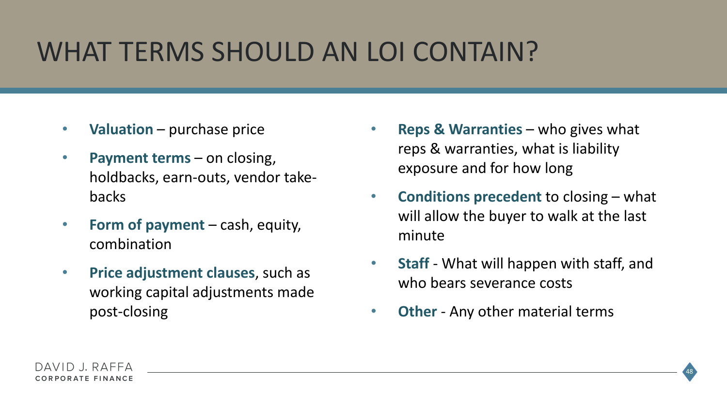# WHAT TERMS SHOULD AN LOI CONTAIN?

- **Valuation** – purchase price
- **Payment terms** – on closing, holdbacks, earn-outs, vendor take-backs
- **Form of payment** – cash, equity, combination
- **Price adjustment clauses**, such as working capital adjustments made post-closing
- **Reps & Warranties** – who gives what reps & warranties, what is liability exposure and for how long
- **Conditions precedent** to closing – what will allow the buyer to walk at the last minute
- **Staff** - What will happen with staff, and who bears severance costs
- **Other** - Any other material terms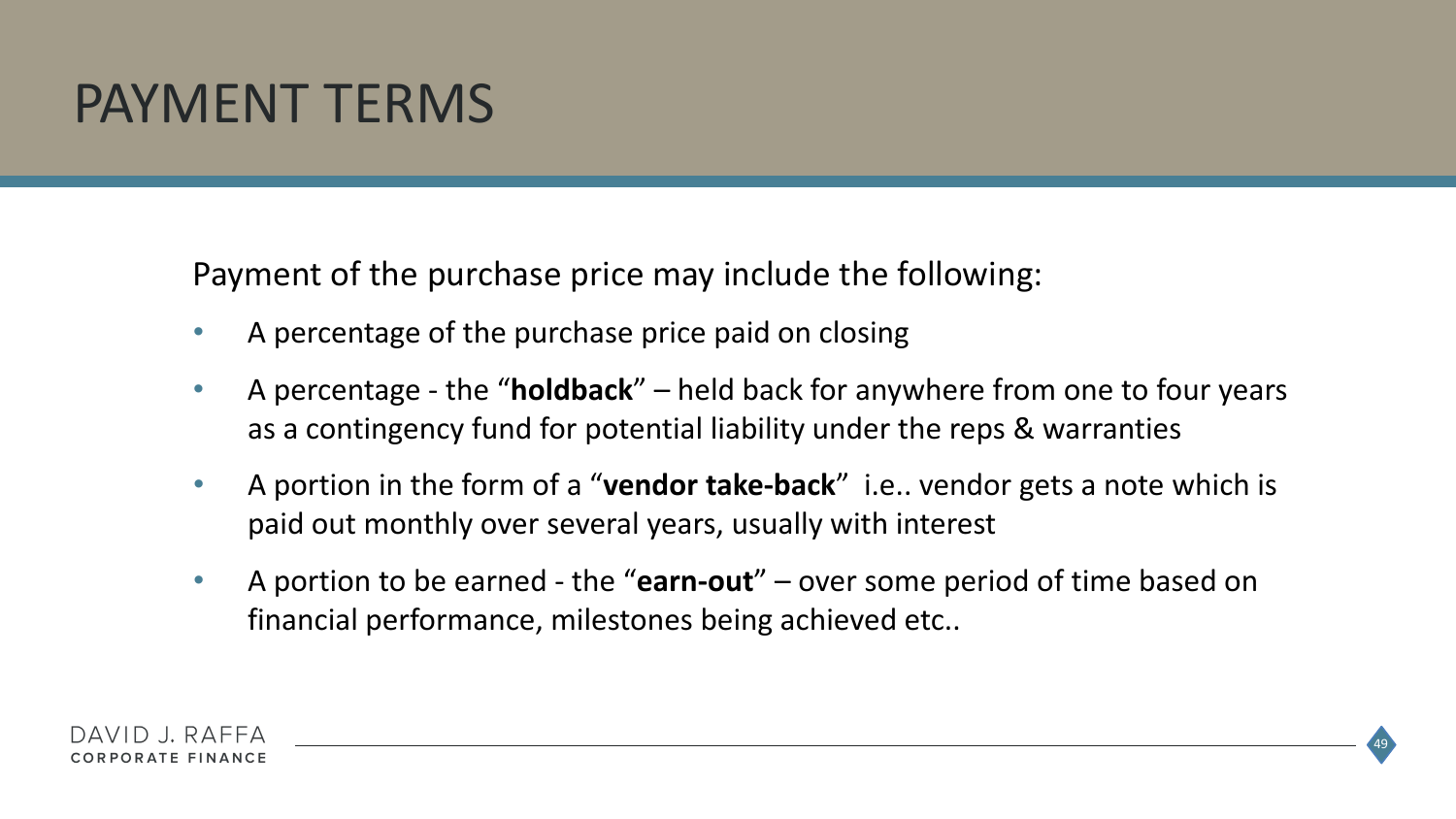# PAYMENT TERMS

Payment of the purchase price may include the following:

- A percentage of the purchase price paid on closing
- A percentage - the "**holdback**" – held back for anywhere from one to four years as a contingency fund for potential liability under the reps & warranties
- A portion in the form of a "**vendor take-back**" i.e.. vendor gets a note which is paid out monthly over several years, usually with interest
- A portion to be earned - the "**earn-out**" – over some period of time based on financial performance, milestones being achieved etc..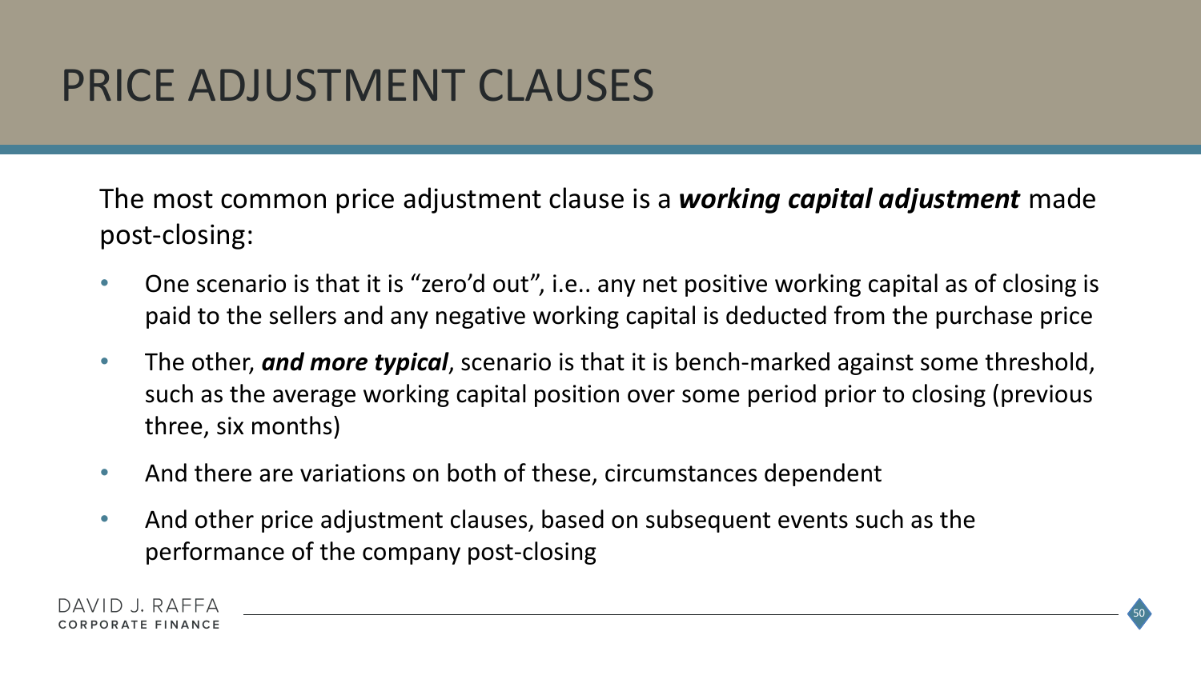# PRICE ADJUSTMENT CLAUSES

The most common price adjustment clause is a ***working capital adjustment*** made post-closing:

- One scenario is that it is "zero'd out", i.e.. any net positive working capital as of closing is paid to the sellers and any negative working capital is deducted from the purchase price
- The other, ***and more typical***, scenario is that it is bench-marked against some threshold, such as the average working capital position over some period prior to closing (previous three, six months)
- And there are variations on both of these, circumstances dependent
- And other price adjustment clauses, based on subsequent events such as the performance of the company post-closing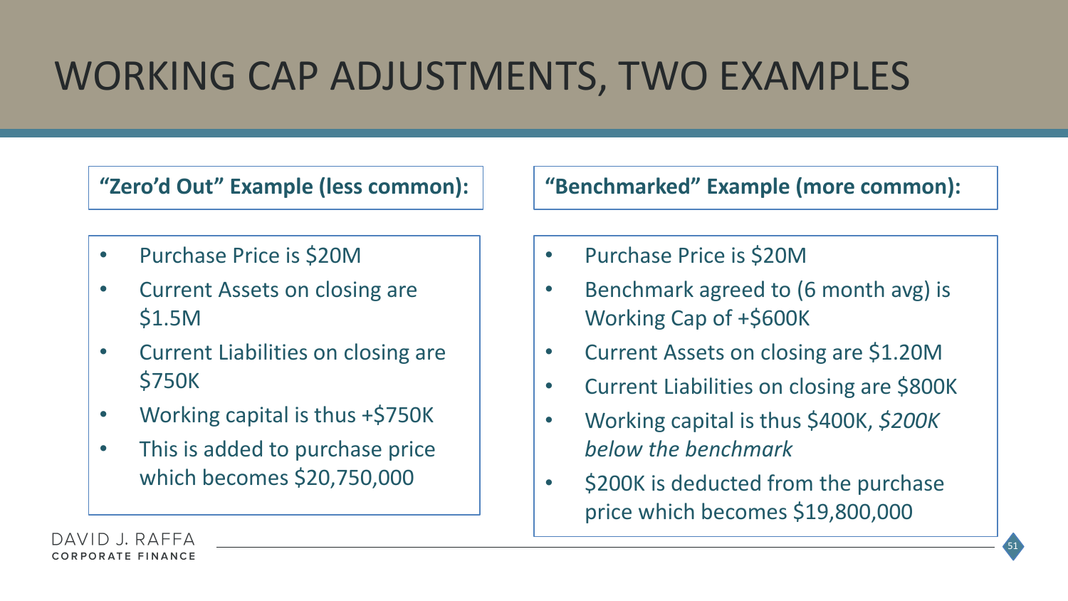# WORKING CAP ADJUSTMENTS, TWO EXAMPLES

**"Zero'd Out" Example (less common):**

- Purchase Price is $20M
- Current Assets on closing are $1.5M
- Current Liabilities on closing are $750K
- Working capital is thus +$750K
- This is added to purchase price which becomes $20,750,000

**"Benchmarked" Example (more common):**

- Purchase Price is $20M
- Benchmark agreed to (6 month avg) is Working Cap of +$600K
- Current Assets on closing are $1.20M
- Current Liabilities on closing are $800K
- Working capital is thus $400K, *$200K below the benchmark*
- $200K is deducted from the purchase price which becomes $19,800,000

DAVID J. RAFFA
CORPORATE FINANCE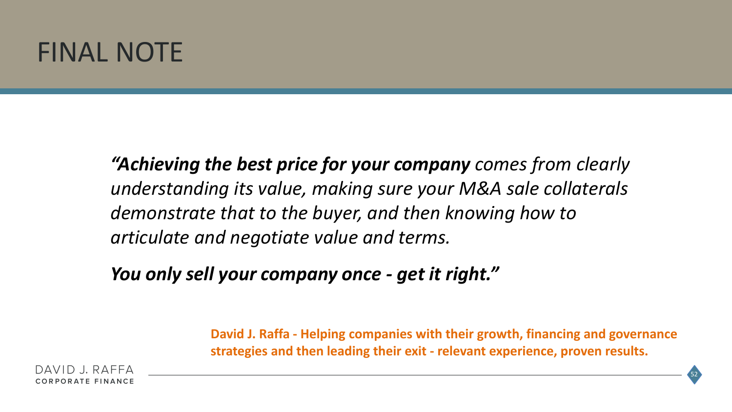# FINAL NOTE

*“**Achieving the best price for your company** comes from clearly understanding its value, making sure your M&A sale collaterals demonstrate that to the buyer, and then knowing how to articulate and negotiate value and terms.*

***You only sell your company once - get it right.”***

**David J. Raffa - Helping companies with their growth, financing and governance strategies and then leading their exit - relevant experience, proven results.**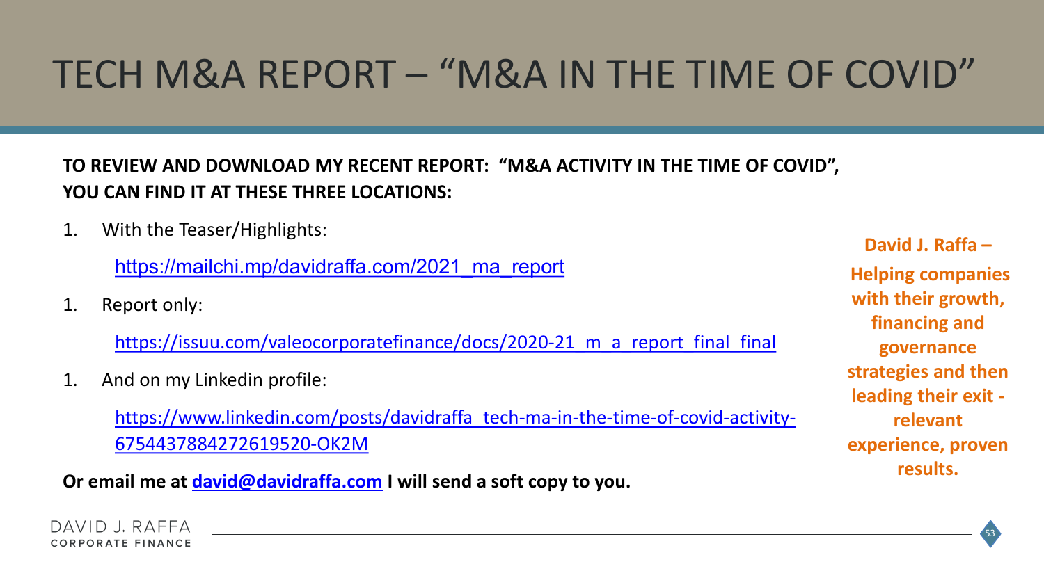# TECH M&A REPORT – "M&A IN THE TIME OF COVID"

**TO REVIEW AND DOWNLOAD MY RECENT REPORT: "M&A ACTIVITY IN THE TIME OF COVID", YOU CAN FIND IT AT THESE THREE LOCATIONS:**

1. With the Teaser/Highlights:

   https://mailchi.mp/davidraffa.com/2021_ma_report

1. Report only:

   https://issuu.com/valeocorporatefinance/docs/2020-21_m_a_report_final_final

1. And on my Linkedin profile:

   https://www.linkedin.com/posts/davidraffa_tech-ma-in-the-time-of-covid-activity-6754437884272619520-OK2M

**Or email me at david@davidraffa.com I will send a soft copy to you.**

**David J. Raffa – Helping companies with their growth, financing and governance strategies and then leading their exit - relevant experience, proven results.**

DAVID J. RAFFA
CORPORATE FINANCE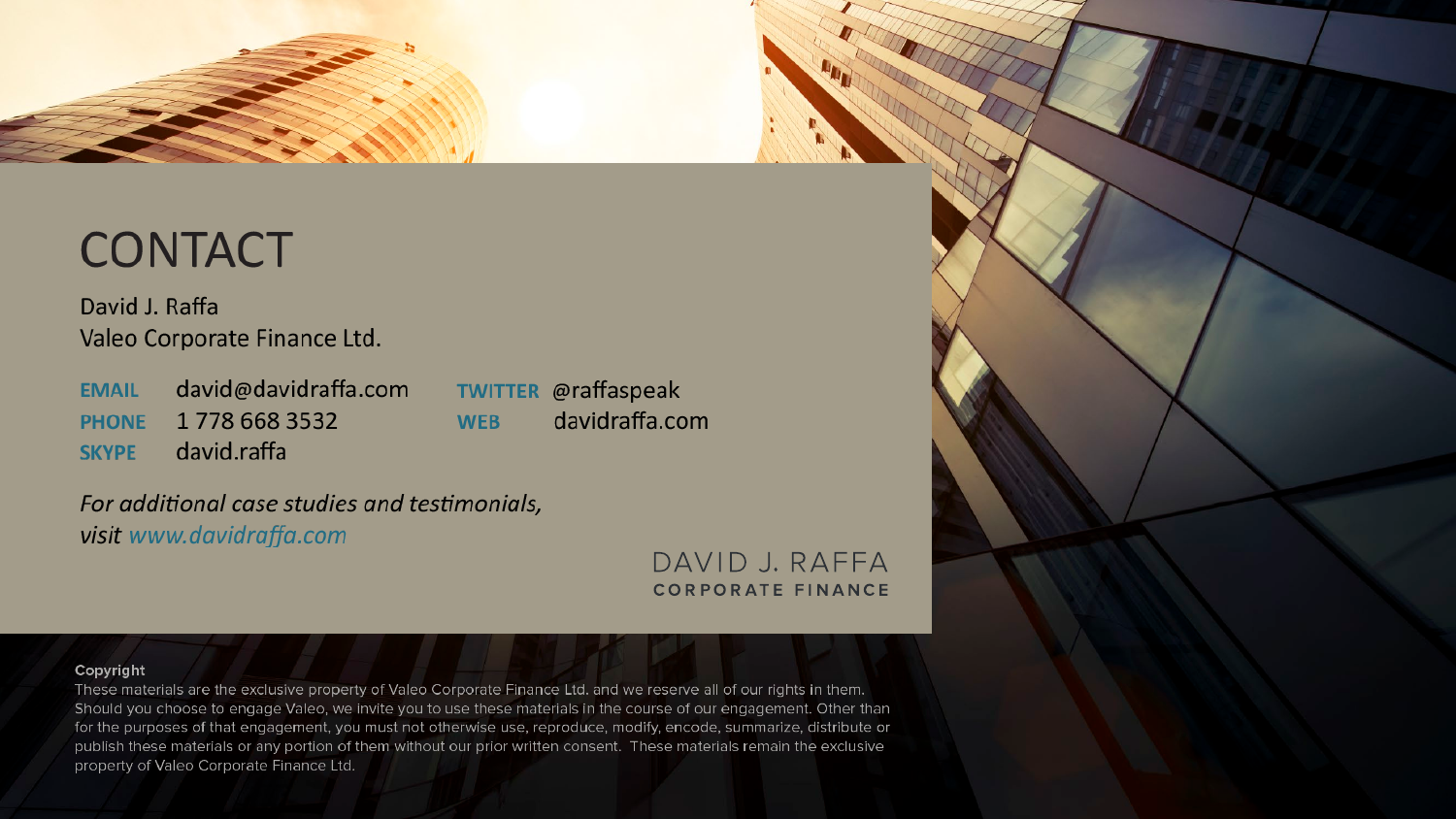# CONTACT

David J. Raffa
Valeo Corporate Finance Ltd.

**EMAIL** david@davidraffa.com
**PHONE** 1 778 668 3532
**SKYPE** david.raffa
**TWITTER** @raffaspeak
**WEB** davidraffa.com

*For additional case studies and testimonials, visit www.davidraffa.com*

DAVID J. RAFFA
CORPORATE FINANCE

**Copyright**

These materials are the exclusive property of Valeo Corporate Finance Ltd. and we reserve all of our rights in them. Should you choose to engage Valeo, we invite you to use these materials in the course of our engagement. Other than for the purposes of that engagement, you must not otherwise use, reproduce, modify, encode, summarize, distribute or publish these materials or any portion of them without our prior written consent. These materials remain the exclusive property of Valeo Corporate Finance Ltd.